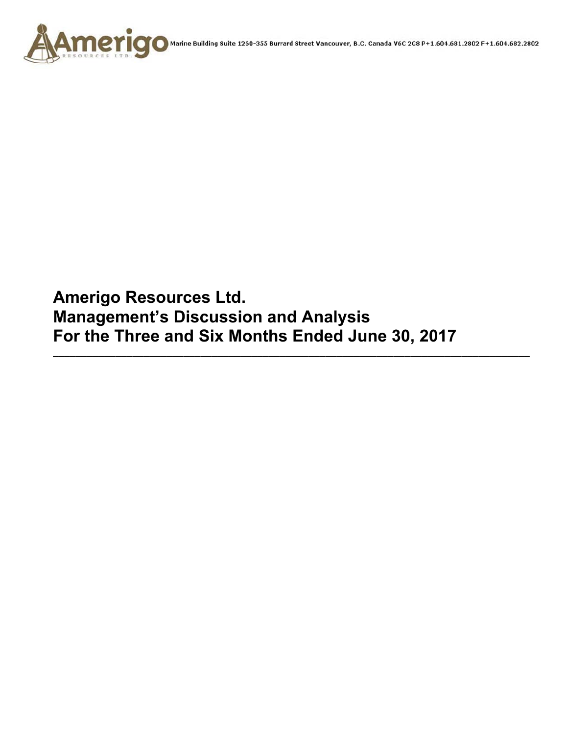Marine Building Suite 1260-355 Burrard Street Vancouver, B.C. Canada V6C 2G8 P+1.604.681.2802 F+1.604.682.2802

# Amerigo Resources Ltd.
# Management's Discussion and Analysis
# For the Three and Six Months Ended June 30, 2017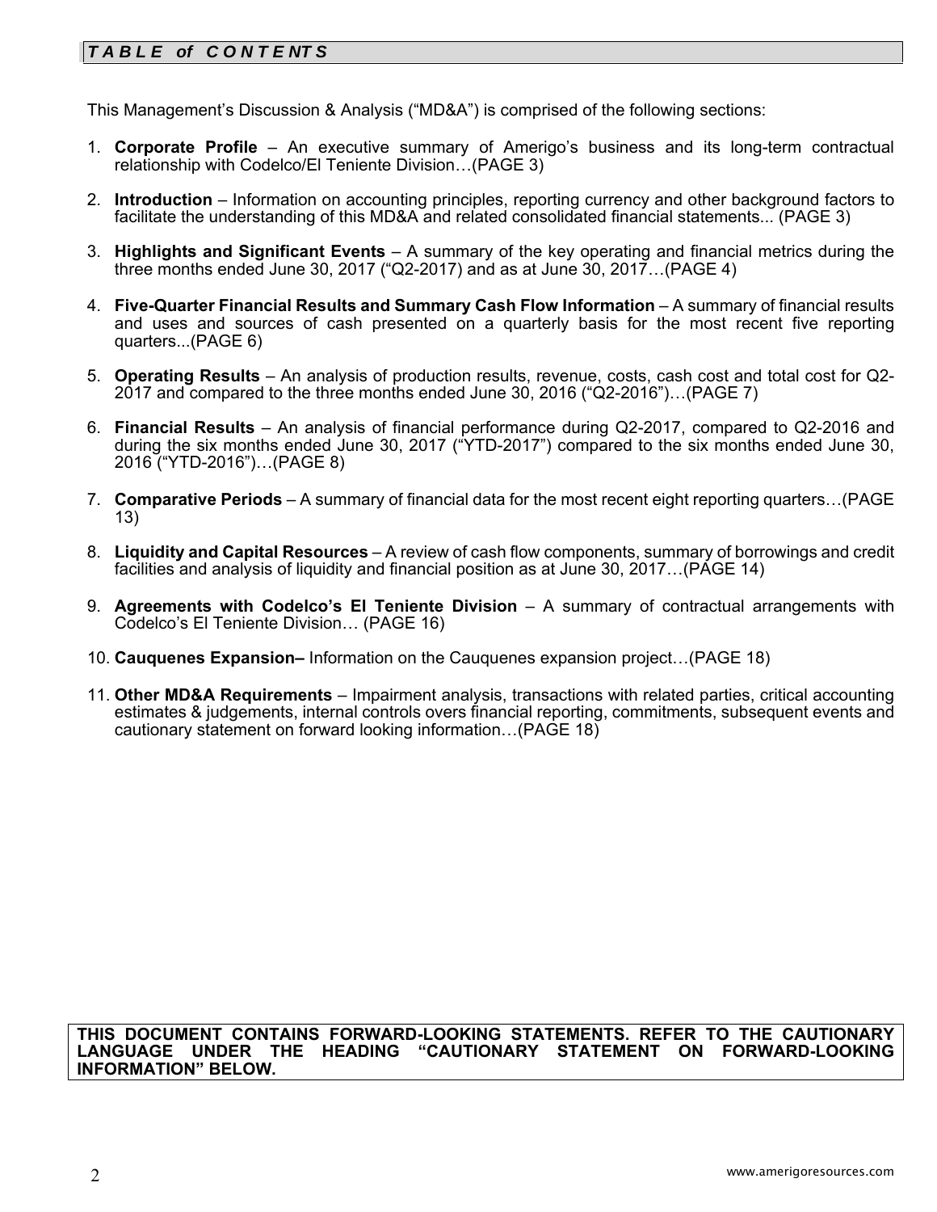## *TABLE of CONTENTS*

This Management's Discussion & Analysis ("MD&A") is comprised of the following sections:

1. **Corporate Profile** – An executive summary of Amerigo's business and its long-term contractual relationship with Codelco/El Teniente Division…(PAGE 3)
2. **Introduction** – Information on accounting principles, reporting currency and other background factors to facilitate the understanding of this MD&A and related consolidated financial statements... (PAGE 3)
3. **Highlights and Significant Events** – A summary of the key operating and financial metrics during the three months ended June 30, 2017 ("Q2-2017) and as at June 30, 2017…(PAGE 4)
4. **Five-Quarter Financial Results and Summary Cash Flow Information** – A summary of financial results and uses and sources of cash presented on a quarterly basis for the most recent five reporting quarters...(PAGE 6)
5. **Operating Results** – An analysis of production results, revenue, costs, cash cost and total cost for Q2-2017 and compared to the three months ended June 30, 2016 ("Q2-2016")…(PAGE 7)
6. **Financial Results** – An analysis of financial performance during Q2-2017, compared to Q2-2016 and during the six months ended June 30, 2017 ("YTD-2017") compared to the six months ended June 30, 2016 ("YTD-2016")…(PAGE 8)
7. **Comparative Periods** – A summary of financial data for the most recent eight reporting quarters…(PAGE 13)
8. **Liquidity and Capital Resources** – A review of cash flow components, summary of borrowings and credit facilities and analysis of liquidity and financial position as at June 30, 2017…(PAGE 14)
9. **Agreements with Codelco's El Teniente Division** – A summary of contractual arrangements with Codelco's El Teniente Division… (PAGE 16)
10. **Cauquenes Expansion–** Information on the Cauquenes expansion project…(PAGE 18)
11. **Other MD&A Requirements** – Impairment analysis, transactions with related parties, critical accounting estimates & judgements, internal controls overs financial reporting, commitments, subsequent events and cautionary statement on forward looking information…(PAGE 18)

**THIS DOCUMENT CONTAINS FORWARD-LOOKING STATEMENTS. REFER TO THE CAUTIONARY LANGUAGE UNDER THE HEADING "CAUTIONARY STATEMENT ON FORWARD-LOOKING INFORMATION" BELOW.**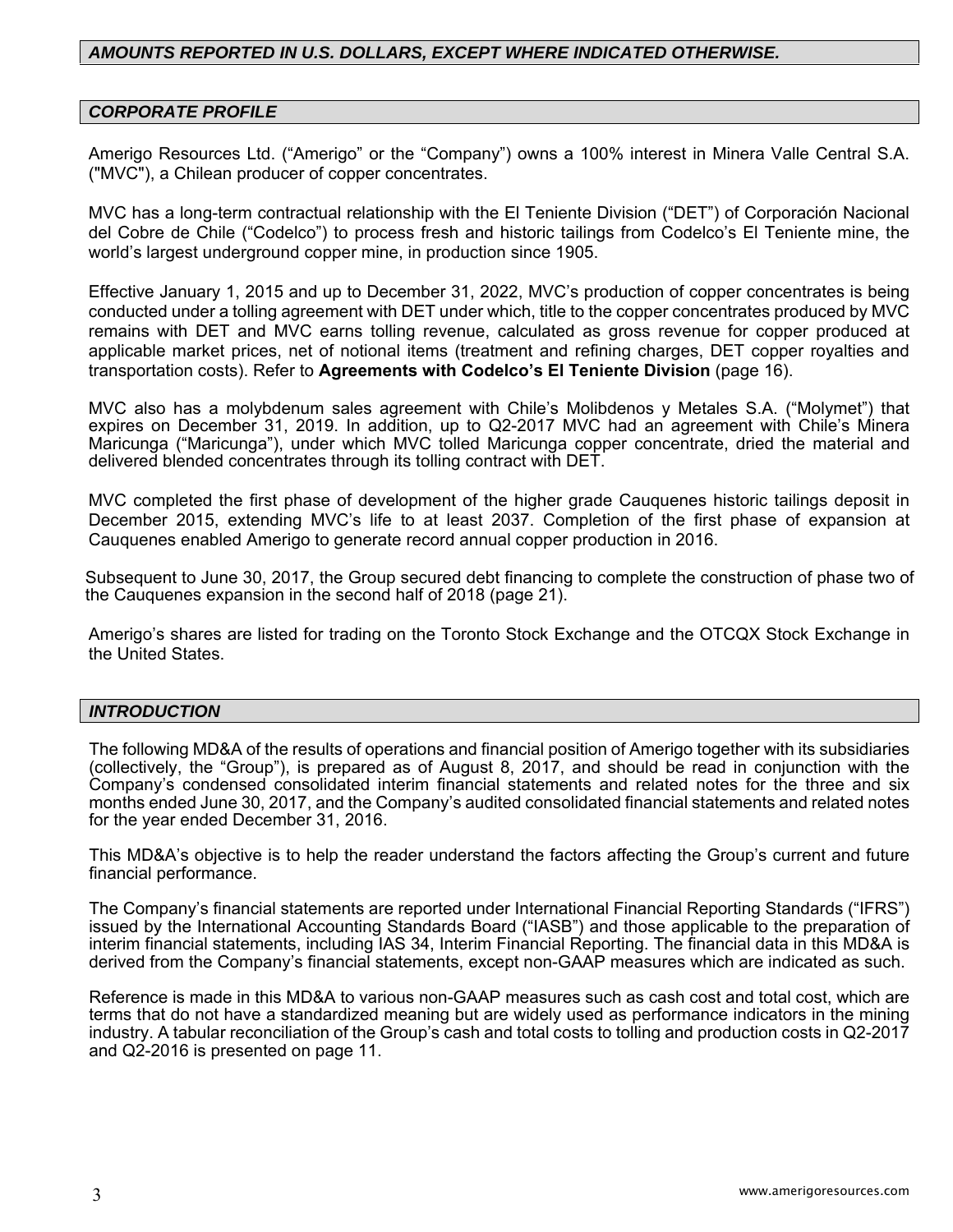## *AMOUNTS REPORTED IN U.S. DOLLARS, EXCEPT WHERE INDICATED OTHERWISE.*

## *CORPORATE PROFILE*

Amerigo Resources Ltd. (“Amerigo” or the “Company”) owns a 100% interest in Minera Valle Central S.A. ("MVC"), a Chilean producer of copper concentrates.

MVC has a long-term contractual relationship with the El Teniente Division (“DET”) of Corporación Nacional del Cobre de Chile (“Codelco”) to process fresh and historic tailings from Codelco’s El Teniente mine, the world’s largest underground copper mine, in production since 1905.

Effective January 1, 2015 and up to December 31, 2022, MVC’s production of copper concentrates is being conducted under a tolling agreement with DET under which, title to the copper concentrates produced by MVC remains with DET and MVC earns tolling revenue, calculated as gross revenue for copper produced at applicable market prices, net of notional items (treatment and refining charges, DET copper royalties and transportation costs). Refer to **Agreements with Codelco’s El Teniente Division** (page 16).

MVC also has a molybdenum sales agreement with Chile’s Molibdenos y Metales S.A. (“Molymet”) that expires on December 31, 2019. In addition, up to Q2-2017 MVC had an agreement with Chile’s Minera Maricunga (“Maricunga”), under which MVC tolled Maricunga copper concentrate, dried the material and delivered blended concentrates through its tolling contract with DET.

MVC completed the first phase of development of the higher grade Cauquenes historic tailings deposit in December 2015, extending MVC’s life to at least 2037. Completion of the first phase of expansion at Cauquenes enabled Amerigo to generate record annual copper production in 2016.

Subsequent to June 30, 2017, the Group secured debt financing to complete the construction of phase two of the Cauquenes expansion in the second half of 2018 (page 21).

Amerigo’s shares are listed for trading on the Toronto Stock Exchange and the OTCQX Stock Exchange in the United States.

## *INTRODUCTION*

The following MD&A of the results of operations and financial position of Amerigo together with its subsidiaries (collectively, the “Group”), is prepared as of August 8, 2017, and should be read in conjunction with the Company’s condensed consolidated interim financial statements and related notes for the three and six months ended June 30, 2017, and the Company’s audited consolidated financial statements and related notes for the year ended December 31, 2016.

This MD&A’s objective is to help the reader understand the factors affecting the Group’s current and future financial performance.

The Company’s financial statements are reported under International Financial Reporting Standards (“IFRS”) issued by the International Accounting Standards Board (“IASB”) and those applicable to the preparation of interim financial statements, including IAS 34, Interim Financial Reporting. The financial data in this MD&A is derived from the Company’s financial statements, except non-GAAP measures which are indicated as such.

Reference is made in this MD&A to various non-GAAP measures such as cash cost and total cost, which are terms that do not have a standardized meaning but are widely used as performance indicators in the mining industry. A tabular reconciliation of the Group’s cash and total costs to tolling and production costs in Q2-2017 and Q2-2016 is presented on page 11.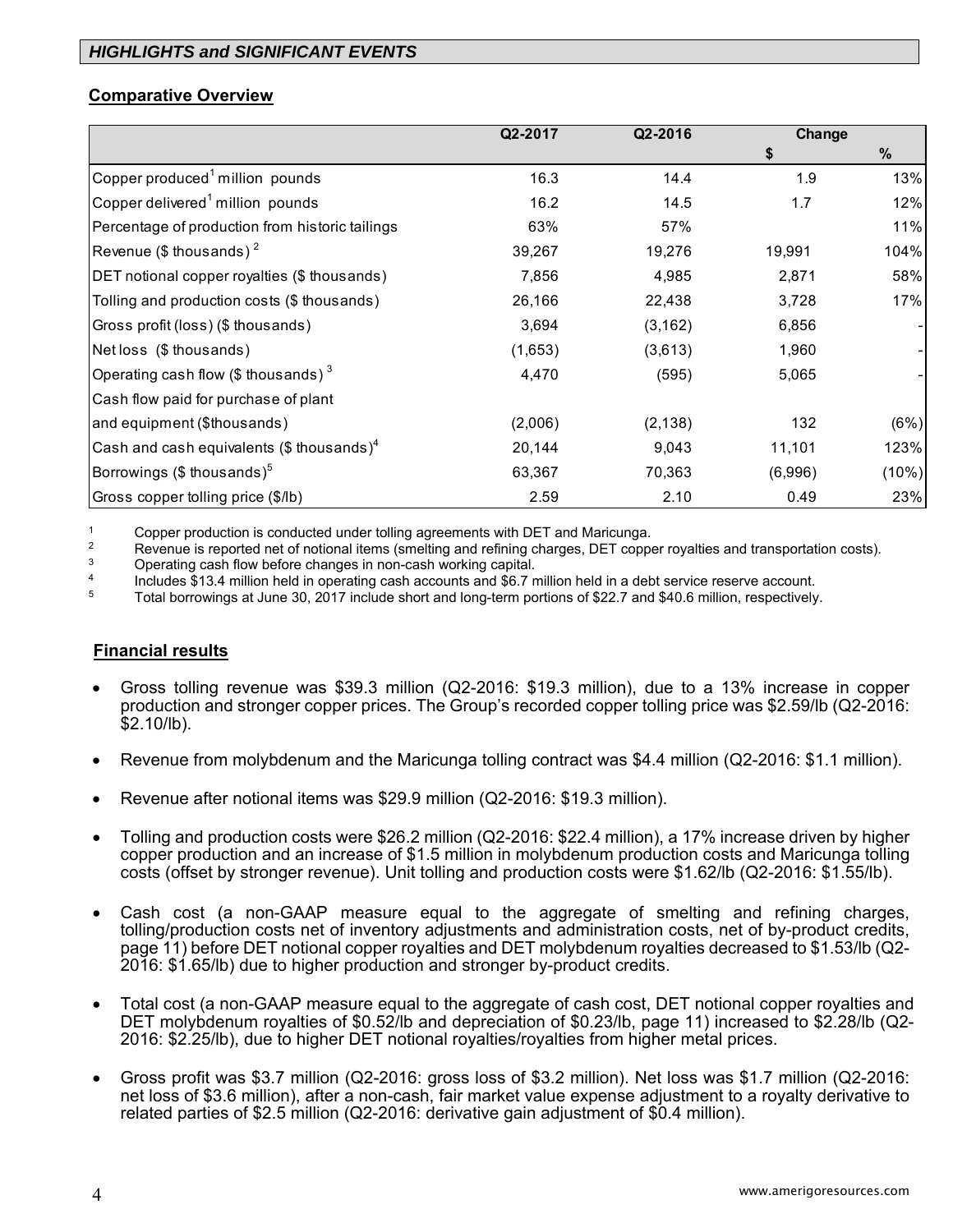## *HIGHLIGHTS and SIGNIFICANT EVENTS*

### Comparative Overview

| | Q2-2017 | Q2-2016 | Change | |
|---|---|---|---|---|
| | | | $ | % |
| Copper produced[1] million pounds | 16.3 | 14.4 | 1.9 | 13% |
| Copper delivered[1] million pounds | 16.2 | 14.5 | 1.7 | 12% |
| Percentage of production from historic tailings | 63% | 57% | | 11% |
| Revenue ($ thousands) [2] | 39,267 | 19,276 | 19,991 | 104% |
| DET notional copper royalties ($ thousands) | 7,856 | 4,985 | 2,871 | 58% |
| Tolling and production costs ($ thousands) | 26,166 | 22,438 | 3,728 | 17% |
| Gross profit (loss) ($ thousands) | 3,694 | (3,162) | 6,856 | - |
| Net loss ($ thousands) | (1,653) | (3,613) | 1,960 | - |
| Operating cash flow ($ thousands) [3] | 4,470 | (595) | 5,065 | - |
| Cash flow paid for purchase of plant and equipment ($thousands) | (2,006) | (2,138) | 132 | (6%) |
| Cash and cash equivalents ($ thousands)[4] | 20,144 | 9,043 | 11,101 | 123% |
| Borrowings ($ thousands)[5] | 63,367 | 70,363 | (6,996) | (10%) |
| Gross copper tolling price ($/lb) | 2.59 | 2.10 | 0.49 | 23% |

1. Copper production is conducted under tolling agreements with DET and Maricunga.
2. Revenue is reported net of notional items (smelting and refining charges, DET copper royalties and transportation costs).
3. Operating cash flow before changes in non-cash working capital.
4. Includes $13.4 million held in operating cash accounts and $6.7 million held in a debt service reserve account.
5. Total borrowings at June 30, 2017 include short and long-term portions of $22.7 and $40.6 million, respectively.

### Financial results

- Gross tolling revenue was $39.3 million (Q2-2016: $19.3 million), due to a 13% increase in copper production and stronger copper prices. The Group's recorded copper tolling price was $2.59/lb (Q2-2016: $2.10/lb).
- Revenue from molybdenum and the Maricunga tolling contract was $4.4 million (Q2-2016: $1.1 million).
- Revenue after notional items was $29.9 million (Q2-2016: $19.3 million).
- Tolling and production costs were $26.2 million (Q2-2016: $22.4 million), a 17% increase driven by higher copper production and an increase of $1.5 million in molybdenum production costs and Maricunga tolling costs (offset by stronger revenue). Unit tolling and production costs were $1.62/lb (Q2-2016: $1.55/lb).
- Cash cost (a non-GAAP measure equal to the aggregate of smelting and refining charges, tolling/production costs net of inventory adjustments and administration costs, net of by-product credits, page 11) before DET notional copper royalties and DET molybdenum royalties decreased to $1.53/lb (Q2-2016: $1.65/lb) due to higher production and stronger by-product credits.
- Total cost (a non-GAAP measure equal to the aggregate of cash cost, DET notional copper royalties and DET molybdenum royalties of $0.52/lb and depreciation of $0.23/lb, page 11) increased to $2.28/lb (Q2-2016: $2.25/lb), due to higher DET notional royalties/royalties from higher metal prices.
- Gross profit was $3.7 million (Q2-2016: gross loss of $3.2 million). Net loss was $1.7 million (Q2-2016: net loss of $3.6 million), after a non-cash, fair market value expense adjustment to a royalty derivative to related parties of $2.5 million (Q2-2016: derivative gain adjustment of $0.4 million).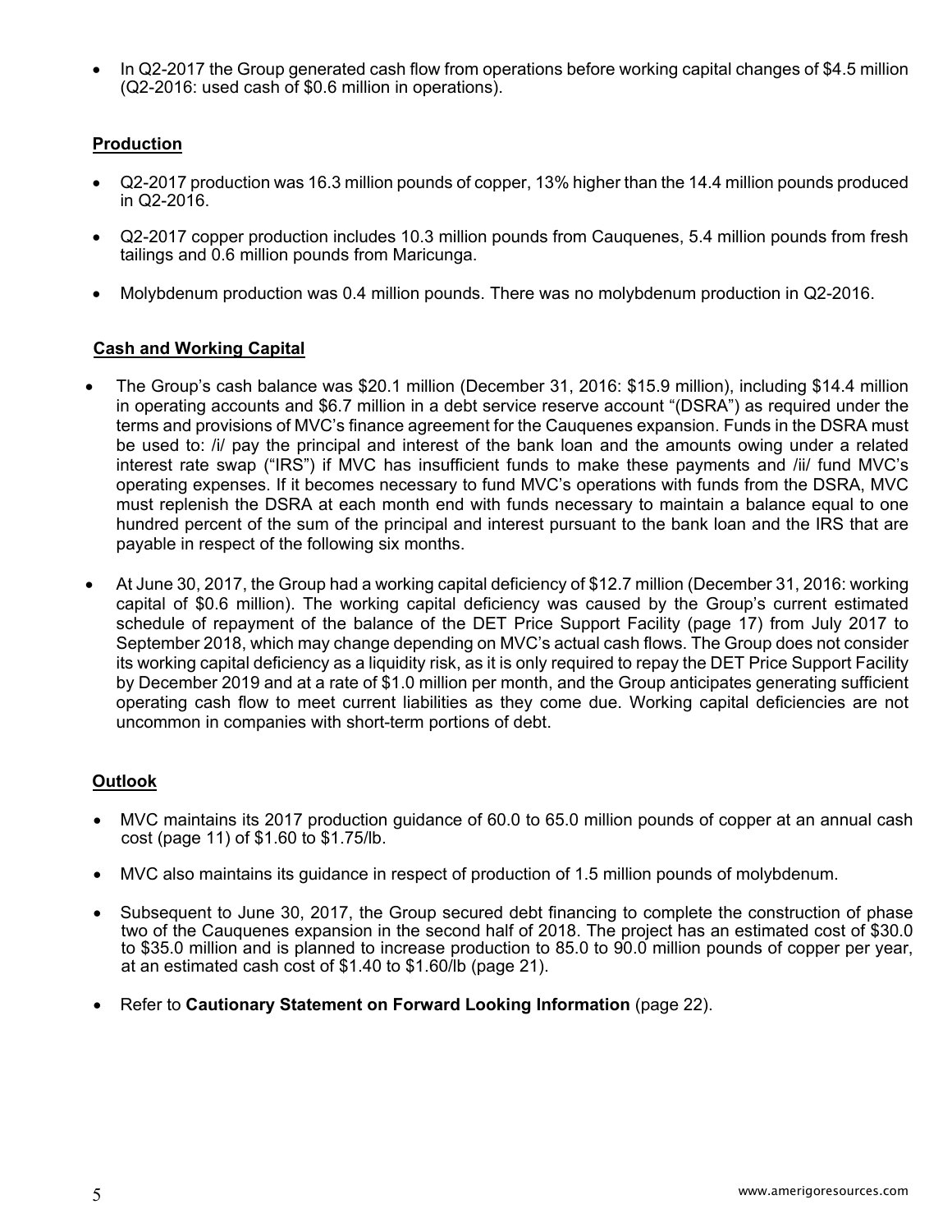- In Q2-2017 the Group generated cash flow from operations before working capital changes of $4.5 million (Q2-2016: used cash of $0.6 million in operations).

## Production

- Q2-2017 production was 16.3 million pounds of copper, 13% higher than the 14.4 million pounds produced in Q2-2016.
- Q2-2017 copper production includes 10.3 million pounds from Cauquenes, 5.4 million pounds from fresh tailings and 0.6 million pounds from Maricunga.
- Molybdenum production was 0.4 million pounds. There was no molybdenum production in Q2-2016.

## Cash and Working Capital

- The Group's cash balance was $20.1 million (December 31, 2016: $15.9 million), including $14.4 million in operating accounts and $6.7 million in a debt service reserve account "(DSRA") as required under the terms and provisions of MVC's finance agreement for the Cauquenes expansion. Funds in the DSRA must be used to: /i/ pay the principal and interest of the bank loan and the amounts owing under a related interest rate swap ("IRS") if MVC has insufficient funds to make these payments and /ii/ fund MVC's operating expenses. If it becomes necessary to fund MVC's operations with funds from the DSRA, MVC must replenish the DSRA at each month end with funds necessary to maintain a balance equal to one hundred percent of the sum of the principal and interest pursuant to the bank loan and the IRS that are payable in respect of the following six months.
- At June 30, 2017, the Group had a working capital deficiency of $12.7 million (December 31, 2016: working capital of $0.6 million). The working capital deficiency was caused by the Group's current estimated schedule of repayment of the balance of the DET Price Support Facility (page 17) from July 2017 to September 2018, which may change depending on MVC's actual cash flows. The Group does not consider its working capital deficiency as a liquidity risk, as it is only required to repay the DET Price Support Facility by December 2019 and at a rate of $1.0 million per month, and the Group anticipates generating sufficient operating cash flow to meet current liabilities as they come due. Working capital deficiencies are not uncommon in companies with short-term portions of debt.

## Outlook

- MVC maintains its 2017 production guidance of 60.0 to 65.0 million pounds of copper at an annual cash cost (page 11) of $1.60 to $1.75/lb.
- MVC also maintains its guidance in respect of production of 1.5 million pounds of molybdenum.
- Subsequent to June 30, 2017, the Group secured debt financing to complete the construction of phase two of the Cauquenes expansion in the second half of 2018. The project has an estimated cost of $30.0 to $35.0 million and is planned to increase production to 85.0 to 90.0 million pounds of copper per year, at an estimated cash cost of $1.40 to $1.60/lb (page 21).
- Refer to **Cautionary Statement on Forward Looking Information** (page 22).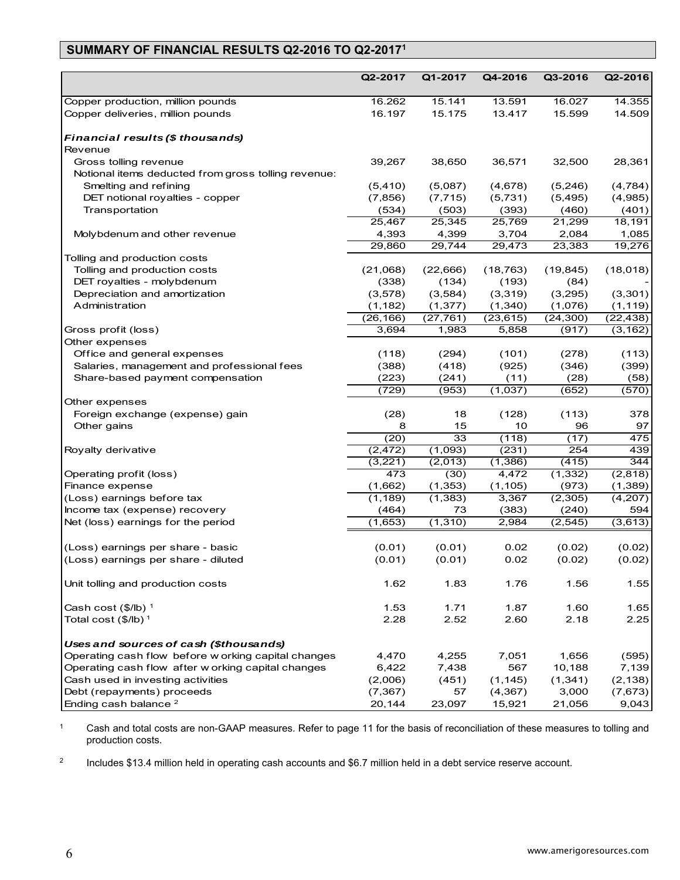## SUMMARY OF FINANCIAL RESULTS Q2-2016 TO Q2-2017[1]

| | Q2-2017 | Q1-2017 | Q4-2016 | Q3-2016 | Q2-2016 |
|---|---|---|---|---|---|
| Copper production, million pounds | 16.262 | 15.141 | 13.591 | 16.027 | 14.355 |
| Copper deliveries, million pounds | 16.197 | 15.175 | 13.417 | 15.599 | 14.509 |
| ***Financial results ($ thousands)*** | | | | | |
| Revenue | | | | | |
| Gross tolling revenue | 39,267 | 38,650 | 36,571 | 32,500 | 28,361 |
| Notional items deducted from gross tolling revenue: | | | | | |
| Smelting and refining | (5,410) | (5,087) | (4,678) | (5,246) | (4,784) |
| DET notional royalties - copper | (7,856) | (7,715) | (5,731) | (5,495) | (4,985) |
| Transportation | (534) | (503) | (393) | (460) | (401) |
| | 25,467 | 25,345 | 25,769 | 21,299 | 18,191 |
| Molybdenum and other revenue | 4,393 | 4,399 | 3,704 | 2,084 | 1,085 |
| | 29,860 | 29,744 | 29,473 | 23,383 | 19,276 |
| Tolling and production costs | | | | | |
| Tolling and production costs | (21,068) | (22,666) | (18,763) | (19,845) | (18,018) |
| DET royalties - molybdenum | (338) | (134) | (193) | (84) | - |
| Depreciation and amortization | (3,578) | (3,584) | (3,319) | (3,295) | (3,301) |
| Administration | (1,182) | (1,377) | (1,340) | (1,076) | (1,119) |
| | (26,166) | (27,761) | (23,615) | (24,300) | (22,438) |
| Gross profit (loss) | 3,694 | 1,983 | 5,858 | (917) | (3,162) |
| Other expenses | | | | | |
| Office and general expenses | (118) | (294) | (101) | (278) | (113) |
| Salaries, management and professional fees | (388) | (418) | (925) | (346) | (399) |
| Share-based payment compensation | (223) | (241) | (11) | (28) | (58) |
| | (729) | (953) | (1,037) | (652) | (570) |
| Other expenses | | | | | |
| Foreign exchange (expense) gain | (28) | 18 | (128) | (113) | 378 |
| Other gains | 8 | 15 | 10 | 96 | 97 |
| | (20) | 33 | (118) | (17) | 475 |
| Royalty derivative | (2,472) | (1,093) | (231) | 254 | 439 |
| | (3,221) | (2,013) | (1,386) | (415) | 344 |
| Operating profit (loss) | 473 | (30) | 4,472 | (1,332) | (2,818) |
| Finance expense | (1,662) | (1,353) | (1,105) | (973) | (1,389) |
| (Loss) earnings before tax | (1,189) | (1,383) | 3,367 | (2,305) | (4,207) |
| Income tax (expense) recovery | (464) | 73 | (383) | (240) | 594 |
| Net (loss) earnings for the period | (1,653) | (1,310) | 2,984 | (2,545) | (3,613) |
| (Loss) earnings per share - basic | (0.01) | (0.01) | 0.02 | (0.02) | (0.02) |
| (Loss) earnings per share - diluted | (0.01) | (0.01) | 0.02 | (0.02) | (0.02) |
| Unit tolling and production costs | 1.62 | 1.83 | 1.76 | 1.56 | 1.55 |
| Cash cost ($/lb) [1] | 1.53 | 1.71 | 1.87 | 1.60 | 1.65 |
| Total cost ($/lb) [1] | 2.28 | 2.52 | 2.60 | 2.18 | 2.25 |
| ***Uses and sources of cash ($thousands)*** | | | | | |
| Operating cash flow before working capital changes | 4,470 | 4,255 | 7,051 | 1,656 | (595) |
| Operating cash flow after working capital changes | 6,422 | 7,438 | 567 | 10,188 | 7,139 |
| Cash used in investing activities | (2,006) | (451) | (1,145) | (1,341) | (2,138) |
| Debt (repayments) proceeds | (7,367) | 57 | (4,367) | 3,000 | (7,673) |
| Ending cash balance [2] | 20,144 | 23,097 | 15,921 | 21,056 | 9,043 |

[1] Cash and total costs are non-GAAP measures. Refer to page 11 for the basis of reconciliation of these measures to tolling and production costs.

[2] Includes $13.4 million held in operating cash accounts and $6.7 million held in a debt service reserve account.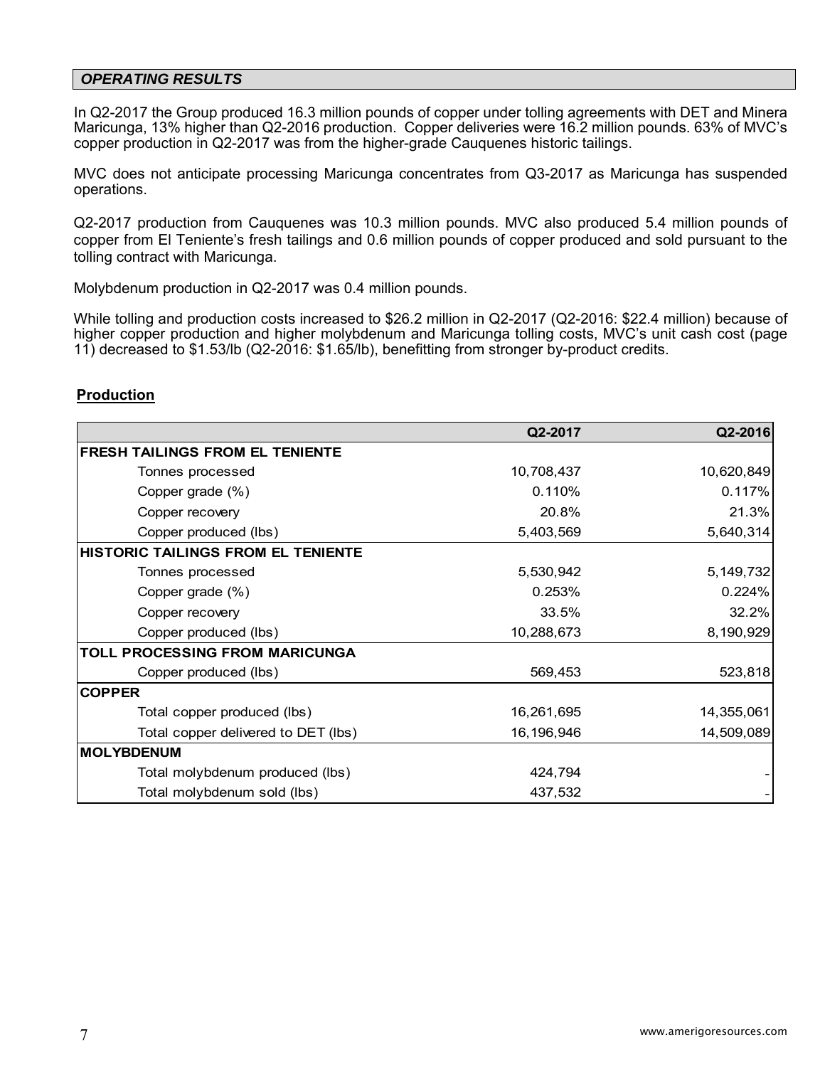## *OPERATING RESULTS*

In Q2-2017 the Group produced 16.3 million pounds of copper under tolling agreements with DET and Minera Maricunga, 13% higher than Q2-2016 production. Copper deliveries were 16.2 million pounds. 63% of MVC's copper production in Q2-2017 was from the higher-grade Cauquenes historic tailings.

MVC does not anticipate processing Maricunga concentrates from Q3-2017 as Maricunga has suspended operations.

Q2-2017 production from Cauquenes was 10.3 million pounds. MVC also produced 5.4 million pounds of copper from El Teniente's fresh tailings and 0.6 million pounds of copper produced and sold pursuant to the tolling contract with Maricunga.

Molybdenum production in Q2-2017 was 0.4 million pounds.

While tolling and production costs increased to $26.2 million in Q2-2017 (Q2-2016: $22.4 million) because of higher copper production and higher molybdenum and Maricunga tolling costs, MVC's unit cash cost (page 11) decreased to $1.53/lb (Q2-2016: $1.65/lb), benefitting from stronger by-product credits.

### Production

| | Q2-2017 | Q2-2016 |
|---|---|---|
| **FRESH TAILINGS FROM EL TENIENTE** | | |
| Tonnes processed | 10,708,437 | 10,620,849 |
| Copper grade (%) | 0.110% | 0.117% |
| Copper recovery | 20.8% | 21.3% |
| Copper produced (lbs) | 5,403,569 | 5,640,314 |
| **HISTORIC TAILINGS FROM EL TENIENTE** | | |
| Tonnes processed | 5,530,942 | 5,149,732 |
| Copper grade (%) | 0.253% | 0.224% |
| Copper recovery | 33.5% | 32.2% |
| Copper produced (lbs) | 10,288,673 | 8,190,929 |
| **TOLL PROCESSING FROM MARICUNGA** | | |
| Copper produced (lbs) | 569,453 | 523,818 |
| **COPPER** | | |
| Total copper produced (lbs) | 16,261,695 | 14,355,061 |
| Total copper delivered to DET (lbs) | 16,196,946 | 14,509,089 |
| **MOLYBDENUM** | | |
| Total molybdenum produced (lbs) | 424,794 | - |
| Total molybdenum sold (lbs) | 437,532 | - |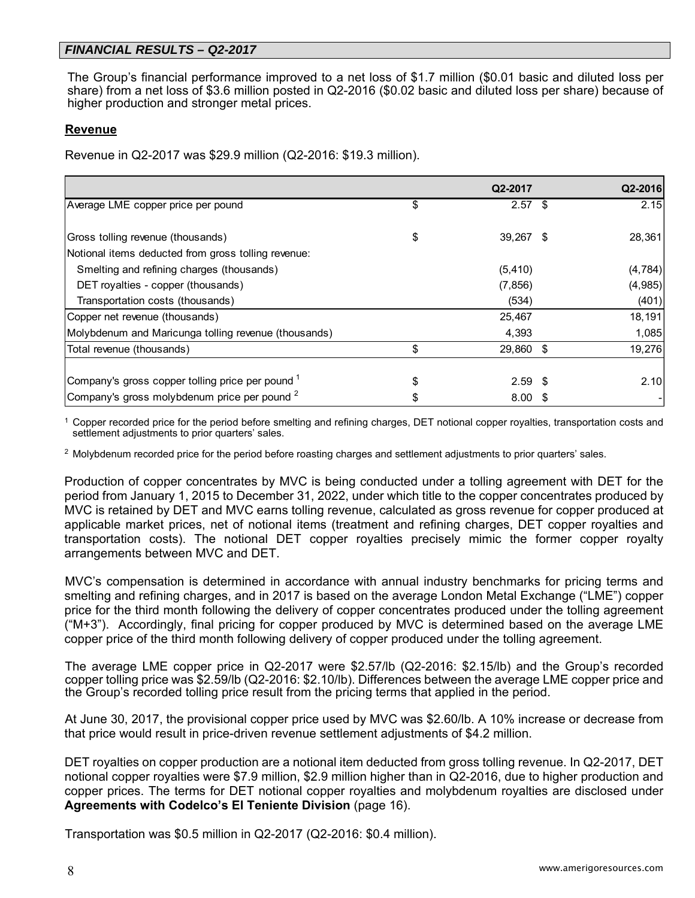## *FINANCIAL RESULTS – Q2-2017*

The Group's financial performance improved to a net loss of $1.7 million ($0.01 basic and diluted loss per share) from a net loss of $3.6 million posted in Q2-2016 ($0.02 basic and diluted loss per share) because of higher production and stronger metal prices.

### Revenue

Revenue in Q2-2017 was $29.9 million (Q2-2016: $19.3 million).

| | | Q2-2017 | | Q2-2016 |
|---|---|---|---|---|
| Average LME copper price per pound | $ | 2.57 | $ | 2.15 |
| Gross tolling revenue (thousands) | $ | 39,267 | $ | 28,361 |
| Notional items deducted from gross tolling revenue: | | | | |
| Smelting and refining charges (thousands) | | (5,410) | | (4,784) |
| DET royalties - copper (thousands) | | (7,856) | | (4,985) |
| Transportation costs (thousands) | | (534) | | (401) |
| Copper net revenue (thousands) | | 25,467 | | 18,191 |
| Molybdenum and Maricunga tolling revenue (thousands) | | 4,393 | | 1,085 |
| Total revenue (thousands) | $ | 29,860 | $ | 19,276 |
| Company's gross copper tolling price per pound [1] | $ | 2.59 | $ | 2.10 |
| Company's gross molybdenum price per pound [2] | $ | 8.00 | $ | - |

[1] Copper recorded price for the period before smelting and refining charges, DET notional copper royalties, transportation costs and settlement adjustments to prior quarters' sales.

[2] Molybdenum recorded price for the period before roasting charges and settlement adjustments to prior quarters' sales.

Production of copper concentrates by MVC is being conducted under a tolling agreement with DET for the period from January 1, 2015 to December 31, 2022, under which title to the copper concentrates produced by MVC is retained by DET and MVC earns tolling revenue, calculated as gross revenue for copper produced at applicable market prices, net of notional items (treatment and refining charges, DET copper royalties and transportation costs). The notional DET copper royalties precisely mimic the former copper royalty arrangements between MVC and DET.

MVC's compensation is determined in accordance with annual industry benchmarks for pricing terms and smelting and refining charges, and in 2017 is based on the average London Metal Exchange ("LME") copper price for the third month following the delivery of copper concentrates produced under the tolling agreement ("M+3"). Accordingly, final pricing for copper produced by MVC is determined based on the average LME copper price of the third month following delivery of copper produced under the tolling agreement.

The average LME copper price in Q2-2017 were $2.57/lb (Q2-2016: $2.15/lb) and the Group's recorded copper tolling price was $2.59/lb (Q2-2016: $2.10/lb). Differences between the average LME copper price and the Group's recorded tolling price result from the pricing terms that applied in the period.

At June 30, 2017, the provisional copper price used by MVC was $2.60/lb. A 10% increase or decrease from that price would result in price-driven revenue settlement adjustments of $4.2 million.

DET royalties on copper production are a notional item deducted from gross tolling revenue. In Q2-2017, DET notional copper royalties were $7.9 million, $2.9 million higher than in Q2-2016, due to higher production and copper prices. The terms for DET notional copper royalties and molybdenum royalties are disclosed under **Agreements with Codelco's El Teniente Division** (page 16).

Transportation was $0.5 million in Q2-2017 (Q2-2016: $0.4 million).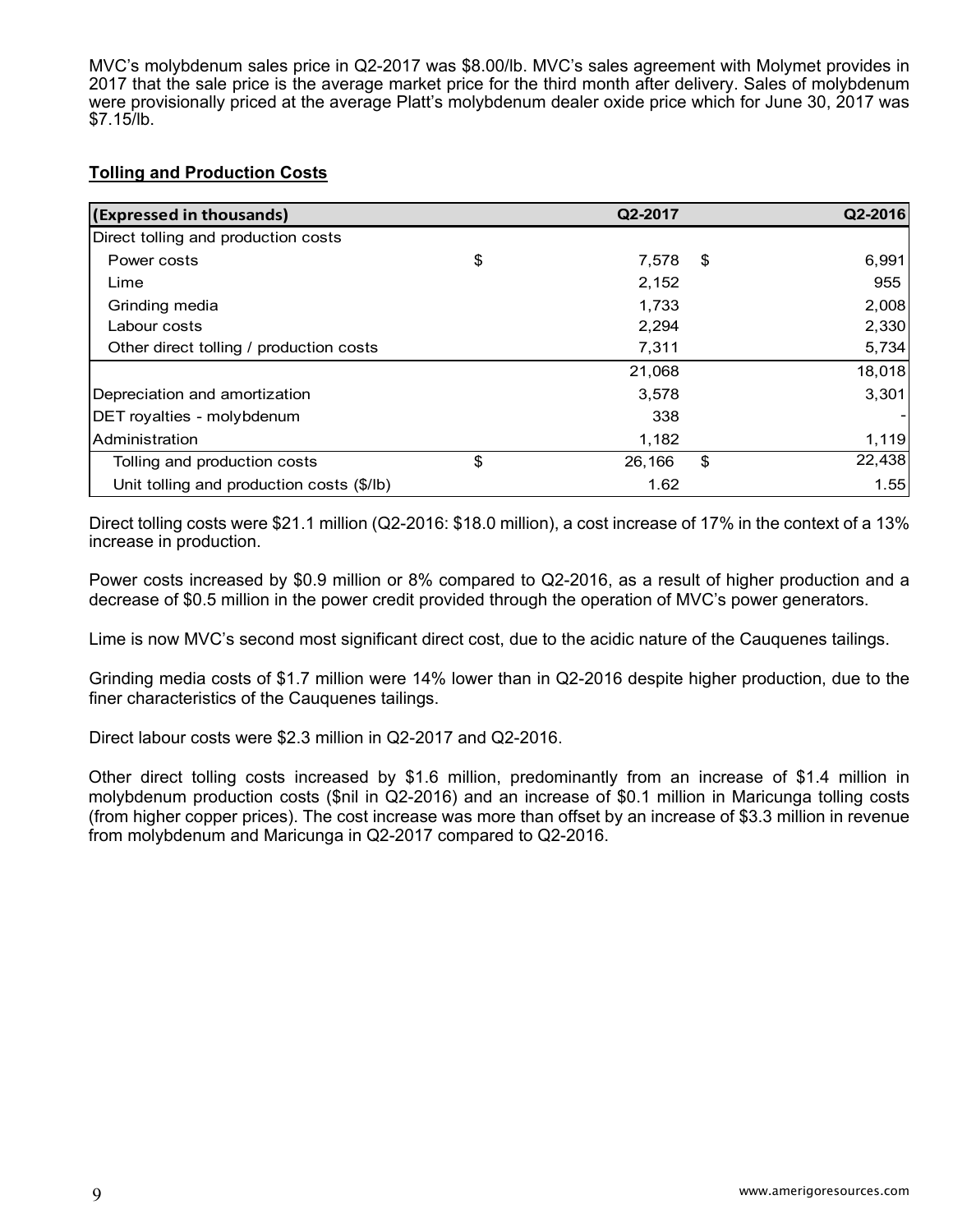MVC's molybdenum sales price in Q2-2017 was $8.00/lb. MVC's sales agreement with Molymet provides in 2017 that the sale price is the average market price for the third month after delivery. Sales of molybdenum were provisionally priced at the average Platt's molybdenum dealer oxide price which for June 30, 2017 was $7.15/lb.

## Tolling and Production Costs

| (Expressed in thousands) | Q2-2017 | Q2-2016 |
|---|---|---|
| Direct tolling and production costs | | |
| Power costs | $ 7,578 | $ 6,991 |
| Lime | 2,152 | 955 |
| Grinding media | 1,733 | 2,008 |
| Labour costs | 2,294 | 2,330 |
| Other direct tolling / production costs | 7,311 | 5,734 |
| | 21,068 | 18,018 |
| Depreciation and amortization | 3,578 | 3,301 |
| DET royalties - molybdenum | 338 | - |
| Administration | 1,182 | 1,119 |
| Tolling and production costs | $ 26,166 | $ 22,438 |
| Unit tolling and production costs ($/lb) | 1.62 | 1.55 |

Direct tolling costs were $21.1 million (Q2-2016: $18.0 million), a cost increase of 17% in the context of a 13% increase in production.

Power costs increased by $0.9 million or 8% compared to Q2-2016, as a result of higher production and a decrease of $0.5 million in the power credit provided through the operation of MVC's power generators.

Lime is now MVC's second most significant direct cost, due to the acidic nature of the Cauquenes tailings.

Grinding media costs of $1.7 million were 14% lower than in Q2-2016 despite higher production, due to the finer characteristics of the Cauquenes tailings.

Direct labour costs were $2.3 million in Q2-2017 and Q2-2016.

Other direct tolling costs increased by $1.6 million, predominantly from an increase of $1.4 million in molybdenum production costs ($nil in Q2-2016) and an increase of $0.1 million in Maricunga tolling costs (from higher copper prices). The cost increase was more than offset by an increase of $3.3 million in revenue from molybdenum and Maricunga in Q2-2017 compared to Q2-2016.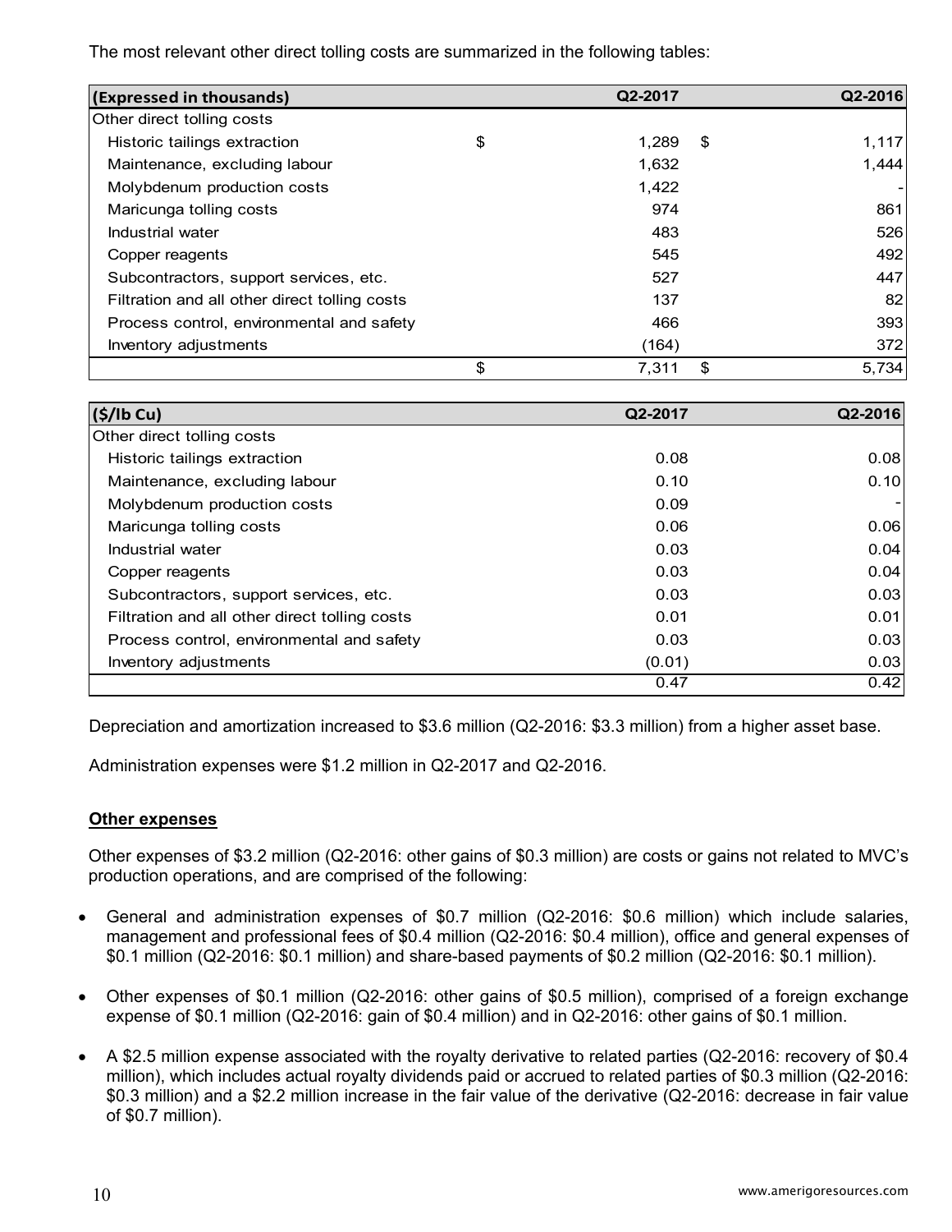The most relevant other direct tolling costs are summarized in the following tables:

| (Expressed in thousands) | | Q2-2017 | | Q2-2016 |
|---|---|---|---|---|
| Other direct tolling costs | | | | |
| Historic tailings extraction | $ | 1,289 | $ | 1,117 |
| Maintenance, excluding labour | | 1,632 | | 1,444 |
| Molybdenum production costs | | 1,422 | | - |
| Maricunga tolling costs | | 974 | | 861 |
| Industrial water | | 483 | | 526 |
| Copper reagents | | 545 | | 492 |
| Subcontractors, support services, etc. | | 527 | | 447 |
| Filtration and all other direct tolling costs | | 137 | | 82 |
| Process control, environmental and safety | | 466 | | 393 |
| Inventory adjustments | | (164) | | 372 |
| | $ | 7,311 | $ | 5,734 |

| ($/lb Cu) | Q2-2017 | Q2-2016 |
|---|---|---|
| Other direct tolling costs | | |
| Historic tailings extraction | 0.08 | 0.08 |
| Maintenance, excluding labour | 0.10 | 0.10 |
| Molybdenum production costs | 0.09 | - |
| Maricunga tolling costs | 0.06 | 0.06 |
| Industrial water | 0.03 | 0.04 |
| Copper reagents | 0.03 | 0.04 |
| Subcontractors, support services, etc. | 0.03 | 0.03 |
| Filtration and all other direct tolling costs | 0.01 | 0.01 |
| Process control, environmental and safety | 0.03 | 0.03 |
| Inventory adjustments | (0.01) | 0.03 |
| | 0.47 | 0.42 |

Depreciation and amortization increased to $3.6 million (Q2-2016: $3.3 million) from a higher asset base.

Administration expenses were $1.2 million in Q2-2017 and Q2-2016.

**Other expenses**

Other expenses of $3.2 million (Q2-2016: other gains of $0.3 million) are costs or gains not related to MVC's production operations, and are comprised of the following:

- General and administration expenses of $0.7 million (Q2-2016: $0.6 million) which include salaries, management and professional fees of $0.4 million (Q2-2016: $0.4 million), office and general expenses of $0.1 million (Q2-2016: $0.1 million) and share-based payments of $0.2 million (Q2-2016: $0.1 million).
- Other expenses of $0.1 million (Q2-2016: other gains of $0.5 million), comprised of a foreign exchange expense of $0.1 million (Q2-2016: gain of $0.4 million) and in Q2-2016: other gains of $0.1 million.
- A $2.5 million expense associated with the royalty derivative to related parties (Q2-2016: recovery of $0.4 million), which includes actual royalty dividends paid or accrued to related parties of $0.3 million (Q2-2016: $0.3 million) and a $2.2 million increase in the fair value of the derivative (Q2-2016: decrease in fair value of $0.7 million).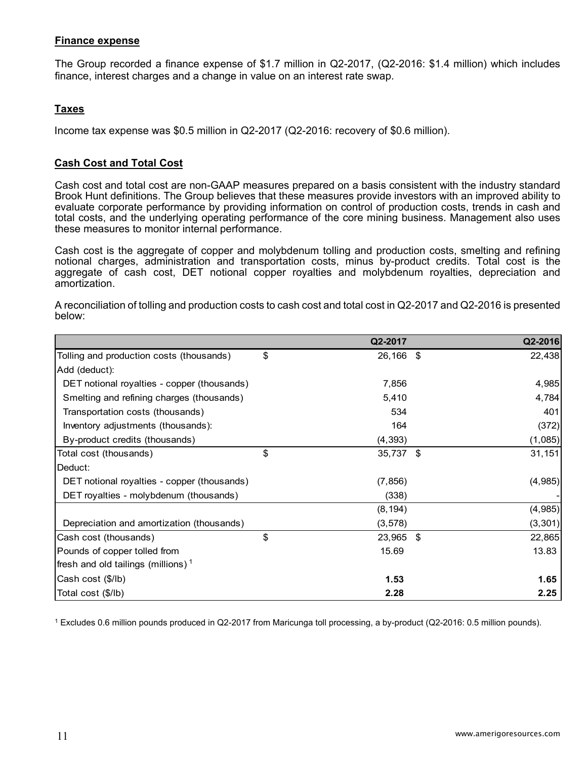## Finance expense

The Group recorded a finance expense of $1.7 million in Q2-2017, (Q2-2016: $1.4 million) which includes finance, interest charges and a change in value on an interest rate swap.

## Taxes

Income tax expense was $0.5 million in Q2-2017 (Q2-2016: recovery of $0.6 million).

## Cash Cost and Total Cost

Cash cost and total cost are non-GAAP measures prepared on a basis consistent with the industry standard Brook Hunt definitions. The Group believes that these measures provide investors with an improved ability to evaluate corporate performance by providing information on control of production costs, trends in cash and total costs, and the underlying operating performance of the core mining business. Management also uses these measures to monitor internal performance.

Cash cost is the aggregate of copper and molybdenum tolling and production costs, smelting and refining notional charges, administration and transportation costs, minus by-product credits. Total cost is the aggregate of cash cost, DET notional copper royalties and molybdenum royalties, depreciation and amortization.

A reconciliation of tolling and production costs to cash cost and total cost in Q2-2017 and Q2-2016 is presented below:

| | | Q2-2017 | | Q2-2016 |
|---|---|---|---|---|
| Tolling and production costs (thousands) | $ | 26,166 | $ | 22,438 |
| Add (deduct): | | | | |
| DET notional royalties - copper (thousands) | | 7,856 | | 4,985 |
| Smelting and refining charges (thousands) | | 5,410 | | 4,784 |
| Transportation costs (thousands) | | 534 | | 401 |
| Inventory adjustments (thousands): | | 164 | | (372) |
| By-product credits (thousands) | | (4,393) | | (1,085) |
| Total cost (thousands) | $ | 35,737 | $ | 31,151 |
| Deduct: | | | | |
| DET notional royalties - copper (thousands) | | (7,856) | | (4,985) |
| DET royalties - molybdenum (thousands) | | (338) | | - |
| | | (8,194) | | (4,985) |
| Depreciation and amortization (thousands) | | (3,578) | | (3,301) |
| Cash cost (thousands) | $ | 23,965 | $ | 22,865 |
| Pounds of copper tolled from fresh and old tailings (millions) [1] | | 15.69 | | 13.83 |
| Cash cost ($/lb) | | **1.53** | | **1.65** |
| Total cost ($/lb) | | **2.28** | | **2.25** |

[1] Excludes 0.6 million pounds produced in Q2-2017 from Maricunga toll processing, a by-product (Q2-2016: 0.5 million pounds).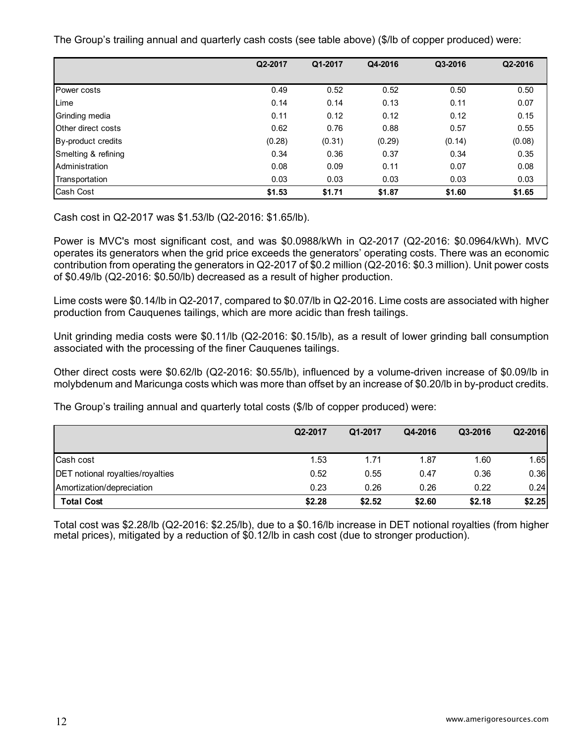The Group's trailing annual and quarterly cash costs (see table above) ($/lb of copper produced) were:

| | Q2-2017 | Q1-2017 | Q4-2016 | Q3-2016 | Q2-2016 |
|---|---|---|---|---|---|
| Power costs | 0.49 | 0.52 | 0.52 | 0.50 | 0.50 |
| Lime | 0.14 | 0.14 | 0.13 | 0.11 | 0.07 |
| Grinding media | 0.11 | 0.12 | 0.12 | 0.12 | 0.15 |
| Other direct costs | 0.62 | 0.76 | 0.88 | 0.57 | 0.55 |
| By-product credits | (0.28) | (0.31) | (0.29) | (0.14) | (0.08) |
| Smelting & refining | 0.34 | 0.36 | 0.37 | 0.34 | 0.35 |
| Administration | 0.08 | 0.09 | 0.11 | 0.07 | 0.08 |
| Transportation | 0.03 | 0.03 | 0.03 | 0.03 | 0.03 |
| Cash Cost | **$1.53** | **$1.71** | **$1.87** | **$1.60** | **$1.65** |

Cash cost in Q2-2017 was $1.53/lb (Q2-2016: $1.65/lb).

Power is MVC's most significant cost, and was $0.0988/kWh in Q2-2017 (Q2-2016: $0.0964/kWh). MVC operates its generators when the grid price exceeds the generators' operating costs. There was an economic contribution from operating the generators in Q2-2017 of $0.2 million (Q2-2016: $0.3 million). Unit power costs of $0.49/lb (Q2-2016: $0.50/lb) decreased as a result of higher production.

Lime costs were $0.14/lb in Q2-2017, compared to $0.07/lb in Q2-2016. Lime costs are associated with higher production from Cauquenes tailings, which are more acidic than fresh tailings.

Unit grinding media costs were $0.11/lb (Q2-2016: $0.15/lb), as a result of lower grinding ball consumption associated with the processing of the finer Cauquenes tailings.

Other direct costs were $0.62/lb (Q2-2016: $0.55/lb), influenced by a volume-driven increase of $0.09/lb in molybdenum and Maricunga costs which was more than offset by an increase of $0.20/lb in by-product credits.

The Group's trailing annual and quarterly total costs ($/lb of copper produced) were:

| | Q2-2017 | Q1-2017 | Q4-2016 | Q3-2016 | Q2-2016 |
|---|---|---|---|---|---|
| Cash cost | 1.53 | 1.71 | 1.87 | 1.60 | 1.65 |
| DET notional royalties/royalties | 0.52 | 0.55 | 0.47 | 0.36 | 0.36 |
| Amortization/depreciation | 0.23 | 0.26 | 0.26 | 0.22 | 0.24 |
| **Total Cost** | **$2.28** | **$2.52** | **$2.60** | **$2.18** | **$2.25** |

Total cost was $2.28/lb (Q2-2016: $2.25/lb), due to a $0.16/lb increase in DET notional royalties (from higher metal prices), mitigated by a reduction of $0.12/lb in cash cost (due to stronger production).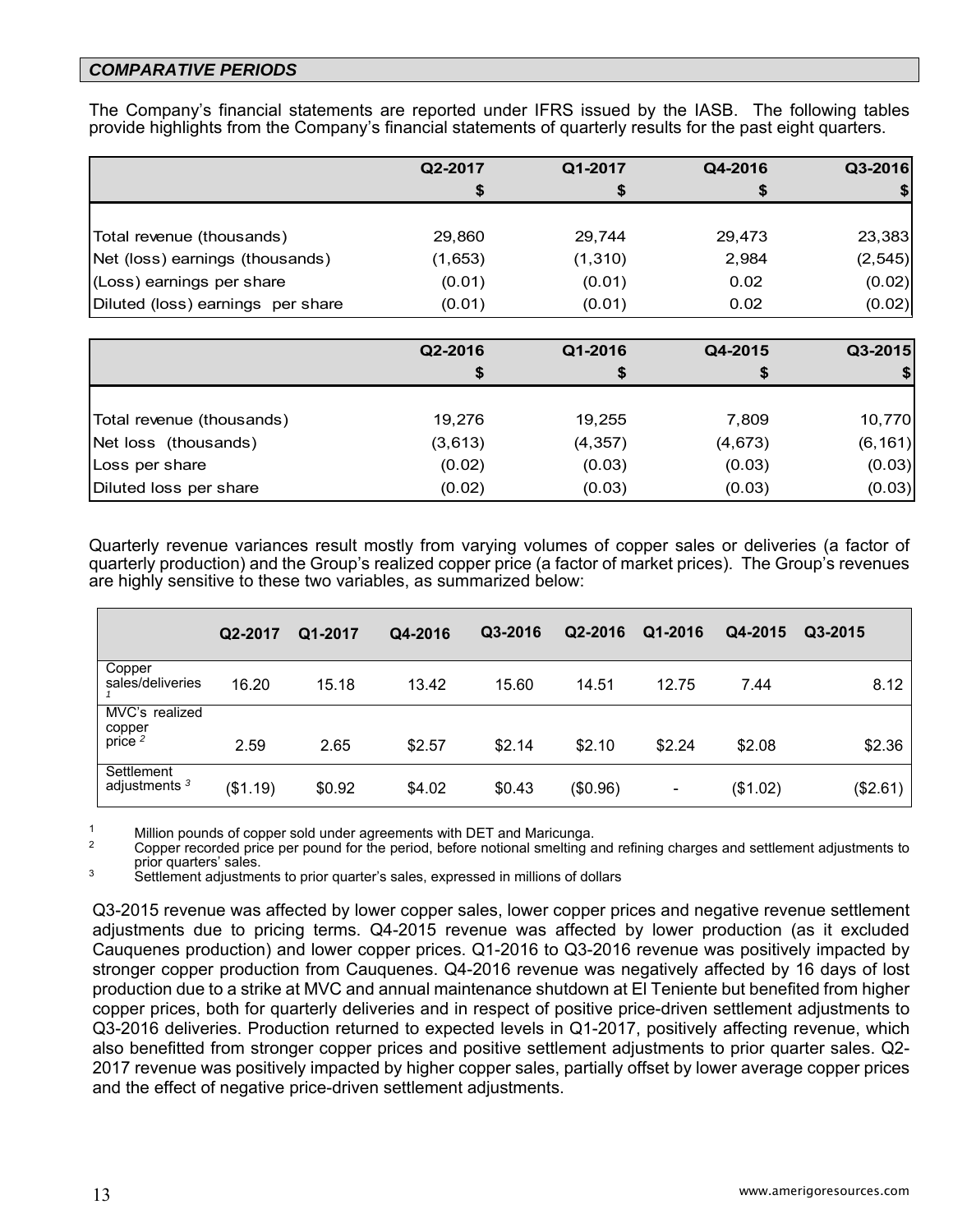### *COMPARATIVE PERIODS*

The Company's financial statements are reported under IFRS issued by the IASB. The following tables provide highlights from the Company's financial statements of quarterly results for the past eight quarters.

| | Q2-2017 | Q1-2017 | Q4-2016 | Q3-2016 |
|---|---|---|---|---|
| | $ | $ | $ | $ |
| Total revenue (thousands) | 29,860 | 29,744 | 29,473 | 23,383 |
| Net (loss) earnings (thousands) | (1,653) | (1,310) | 2,984 | (2,545) |
| (Loss) earnings per share | (0.01) | (0.01) | 0.02 | (0.02) |
| Diluted (loss) earnings per share | (0.01) | (0.01) | 0.02 | (0.02) |

| | Q2-2016 | Q1-2016 | Q4-2015 | Q3-2015 |
|---|---|---|---|---|
| | $ | $ | $ | $ |
| Total revenue (thousands) | 19,276 | 19,255 | 7,809 | 10,770 |
| Net loss (thousands) | (3,613) | (4,357) | (4,673) | (6,161) |
| Loss per share | (0.02) | (0.03) | (0.03) | (0.03) |
| Diluted loss per share | (0.02) | (0.03) | (0.03) | (0.03) |

Quarterly revenue variances result mostly from varying volumes of copper sales or deliveries (a factor of quarterly production) and the Group's realized copper price (a factor of market prices). The Group's revenues are highly sensitive to these two variables, as summarized below:

| | Q2-2017 | Q1-2017 | Q4-2016 | Q3-2016 | Q2-2016 | Q1-2016 | Q4-2015 | Q3-2015 |
|---|---|---|---|---|---|---|---|---|
| Copper sales/deliveries [1] | 16.20 | 15.18 | 13.42 | 15.60 | 14.51 | 12.75 | 7.44 | 8.12 |
| MVC's realized copper price [2] | 2.59 | 2.65 | $2.57 | $2.14 | $2.10 | $2.24 | $2.08 | $2.36 |
| Settlement adjustments [3] | ($1.19) | $0.92 | $4.02 | $0.43 | ($0.96) | - | ($1.02) | ($2.61) |

[1] Million pounds of copper sold under agreements with DET and Maricunga.
[2] Copper recorded price per pound for the period, before notional smelting and refining charges and settlement adjustments to prior quarters' sales.
[3] Settlement adjustments to prior quarter's sales, expressed in millions of dollars

Q3-2015 revenue was affected by lower copper sales, lower copper prices and negative revenue settlement adjustments due to pricing terms. Q4-2015 revenue was affected by lower production (as it excluded Cauquenes production) and lower copper prices. Q1-2016 to Q3-2016 revenue was positively impacted by stronger copper production from Cauquenes. Q4-2016 revenue was negatively affected by 16 days of lost production due to a strike at MVC and annual maintenance shutdown at El Teniente but benefited from higher copper prices, both for quarterly deliveries and in respect of positive price-driven settlement adjustments to Q3-2016 deliveries. Production returned to expected levels in Q1-2017, positively affecting revenue, which also benefitted from stronger copper prices and positive settlement adjustments to prior quarter sales. Q2-2017 revenue was positively impacted by higher copper sales, partially offset by lower average copper prices and the effect of negative price-driven settlement adjustments.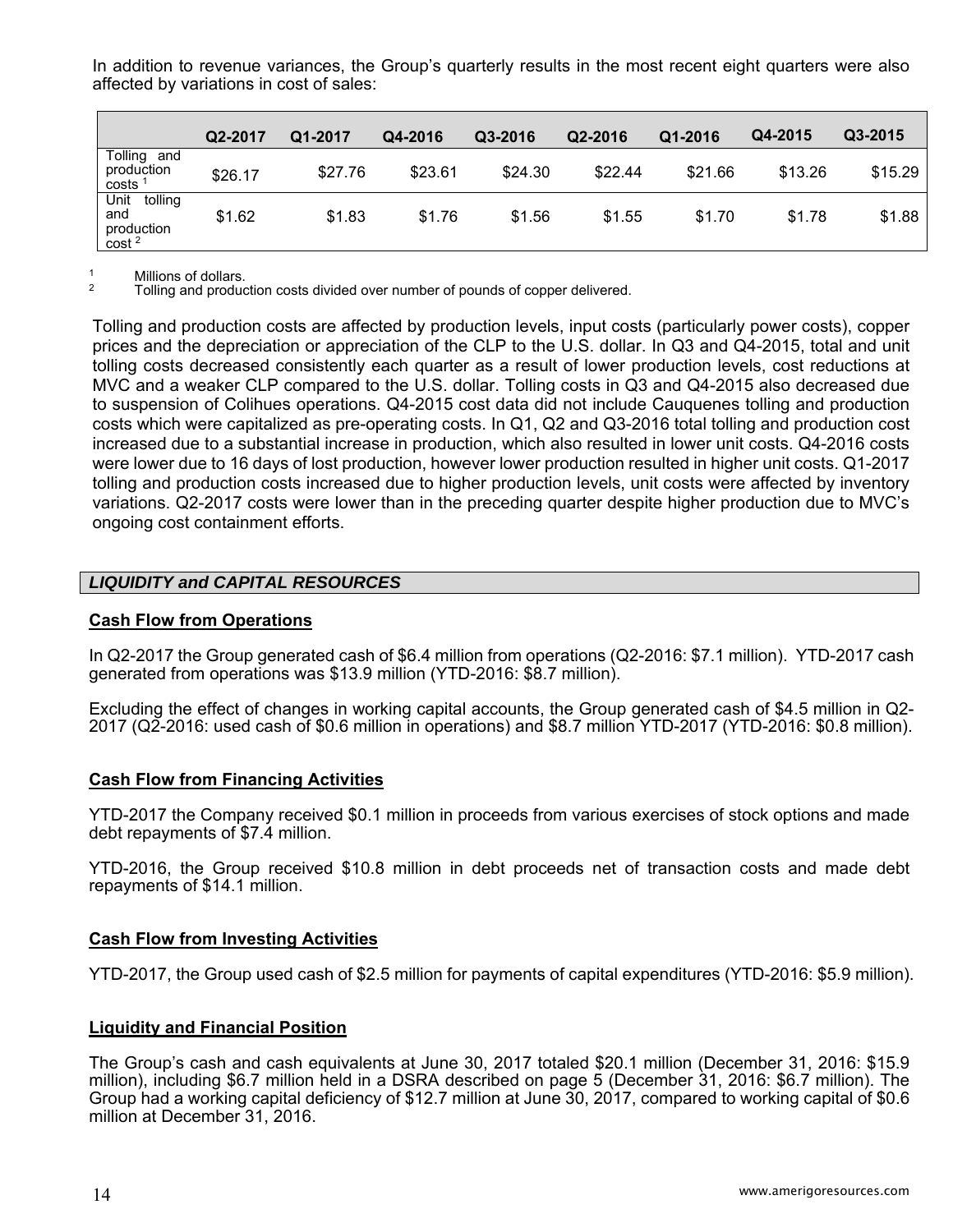In addition to revenue variances, the Group's quarterly results in the most recent eight quarters were also affected by variations in cost of sales:

| | Q2-2017 | Q1-2017 | Q4-2016 | Q3-2016 | Q2-2016 | Q1-2016 | Q4-2015 | Q3-2015 |
|---|---|---|---|---|---|---|---|---|
| Tolling and production costs [1] | $26.17 | $27.76 | $23.61 | $24.30 | $22.44 | $21.66 | $13.26 | $15.29 |
| Unit tolling and production cost [2] | $1.62 | $1.83 | $1.76 | $1.56 | $1.55 | $1.70 | $1.78 | $1.88 |

[1] Millions of dollars.
[2] Tolling and production costs divided over number of pounds of copper delivered.

Tolling and production costs are affected by production levels, input costs (particularly power costs), copper prices and the depreciation or appreciation of the CLP to the U.S. dollar. In Q3 and Q4-2015, total and unit tolling costs decreased consistently each quarter as a result of lower production levels, cost reductions at MVC and a weaker CLP compared to the U.S. dollar. Tolling costs in Q3 and Q4-2015 also decreased due to suspension of Colihues operations. Q4-2015 cost data did not include Cauquenes tolling and production costs which were capitalized as pre-operating costs. In Q1, Q2 and Q3-2016 total tolling and production cost increased due to a substantial increase in production, which also resulted in lower unit costs. Q4-2016 costs were lower due to 16 days of lost production, however lower production resulted in higher unit costs. Q1-2017 tolling and production costs increased due to higher production levels, unit costs were affected by inventory variations. Q2-2017 costs were lower than in the preceding quarter despite higher production due to MVC's ongoing cost containment efforts.

## *LIQUIDITY and CAPITAL RESOURCES*

### Cash Flow from Operations

In Q2-2017 the Group generated cash of $6.4 million from operations (Q2-2016: $7.1 million). YTD-2017 cash generated from operations was $13.9 million (YTD-2016: $8.7 million).

Excluding the effect of changes in working capital accounts, the Group generated cash of $4.5 million in Q2-2017 (Q2-2016: used cash of $0.6 million in operations) and $8.7 million YTD-2017 (YTD-2016: $0.8 million).

### Cash Flow from Financing Activities

YTD-2017 the Company received $0.1 million in proceeds from various exercises of stock options and made debt repayments of $7.4 million.

YTD-2016, the Group received $10.8 million in debt proceeds net of transaction costs and made debt repayments of $14.1 million.

### Cash Flow from Investing Activities

YTD-2017, the Group used cash of $2.5 million for payments of capital expenditures (YTD-2016: $5.9 million).

### Liquidity and Financial Position

The Group's cash and cash equivalents at June 30, 2017 totaled $20.1 million (December 31, 2016: $15.9 million), including $6.7 million held in a DSRA described on page 5 (December 31, 2016: $6.7 million). The Group had a working capital deficiency of $12.7 million at June 30, 2017, compared to working capital of $0.6 million at December 31, 2016.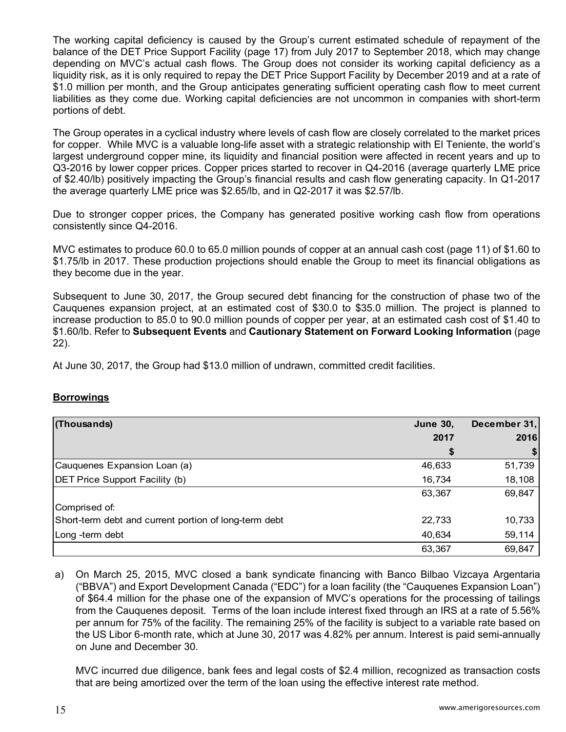The working capital deficiency is caused by the Group's current estimated schedule of repayment of the balance of the DET Price Support Facility (page 17) from July 2017 to September 2018, which may change depending on MVC's actual cash flows. The Group does not consider its working capital deficiency as a liquidity risk, as it is only required to repay the DET Price Support Facility by December 2019 and at a rate of $1.0 million per month, and the Group anticipates generating sufficient operating cash flow to meet current liabilities as they come due. Working capital deficiencies are not uncommon in companies with short-term portions of debt.

The Group operates in a cyclical industry where levels of cash flow are closely correlated to the market prices for copper. While MVC is a valuable long-life asset with a strategic relationship with El Teniente, the world's largest underground copper mine, its liquidity and financial position were affected in recent years and up to Q3-2016 by lower copper prices. Copper prices started to recover in Q4-2016 (average quarterly LME price of $2.40/lb) positively impacting the Group's financial results and cash flow generating capacity. In Q1-2017 the average quarterly LME price was $2.65/lb, and in Q2-2017 it was $2.57/lb.

Due to stronger copper prices, the Company has generated positive working cash flow from operations consistently since Q4-2016.

MVC estimates to produce 60.0 to 65.0 million pounds of copper at an annual cash cost (page 11) of $1.60 to $1.75/lb in 2017. These production projections should enable the Group to meet its financial obligations as they become due in the year.

Subsequent to June 30, 2017, the Group secured debt financing for the construction of phase two of the Cauquenes expansion project, at an estimated cost of $30.0 to $35.0 million. The project is planned to increase production to 85.0 to 90.0 million pounds of copper per year, at an estimated cash cost of $1.40 to $1.60/lb. Refer to **Subsequent Events** and **Cautionary Statement on Forward Looking Information** (page 22).

At June 30, 2017, the Group had $13.0 million of undrawn, committed credit facilities.

## Borrowings

| (Thousands) | June 30, 2017 $ | December 31, 2016 $ |
|---|---|---|
| Cauquenes Expansion Loan (a) | 46,633 | 51,739 |
| DET Price Support Facility (b) | 16,734 | 18,108 |
| | 63,367 | 69,847 |
| Comprised of: | | |
| Short-term debt and current portion of long-term debt | 22,733 | 10,733 |
| Long -term debt | 40,634 | 59,114 |
| | 63,367 | 69,847 |

a) On March 25, 2015, MVC closed a bank syndicate financing with Banco Bilbao Vizcaya Argentaria ("BBVA") and Export Development Canada ("EDC") for a loan facility (the "Cauquenes Expansion Loan") of $64.4 million for the phase one of the expansion of MVC's operations for the processing of tailings from the Cauquenes deposit. Terms of the loan include interest fixed through an IRS at a rate of 5.56% per annum for 75% of the facility. The remaining 25% of the facility is subject to a variable rate based on the US Libor 6-month rate, which at June 30, 2017 was 4.82% per annum. Interest is paid semi-annually on June and December 30.

   MVC incurred due diligence, bank fees and legal costs of $2.4 million, recognized as transaction costs that are being amortized over the term of the loan using the effective interest rate method.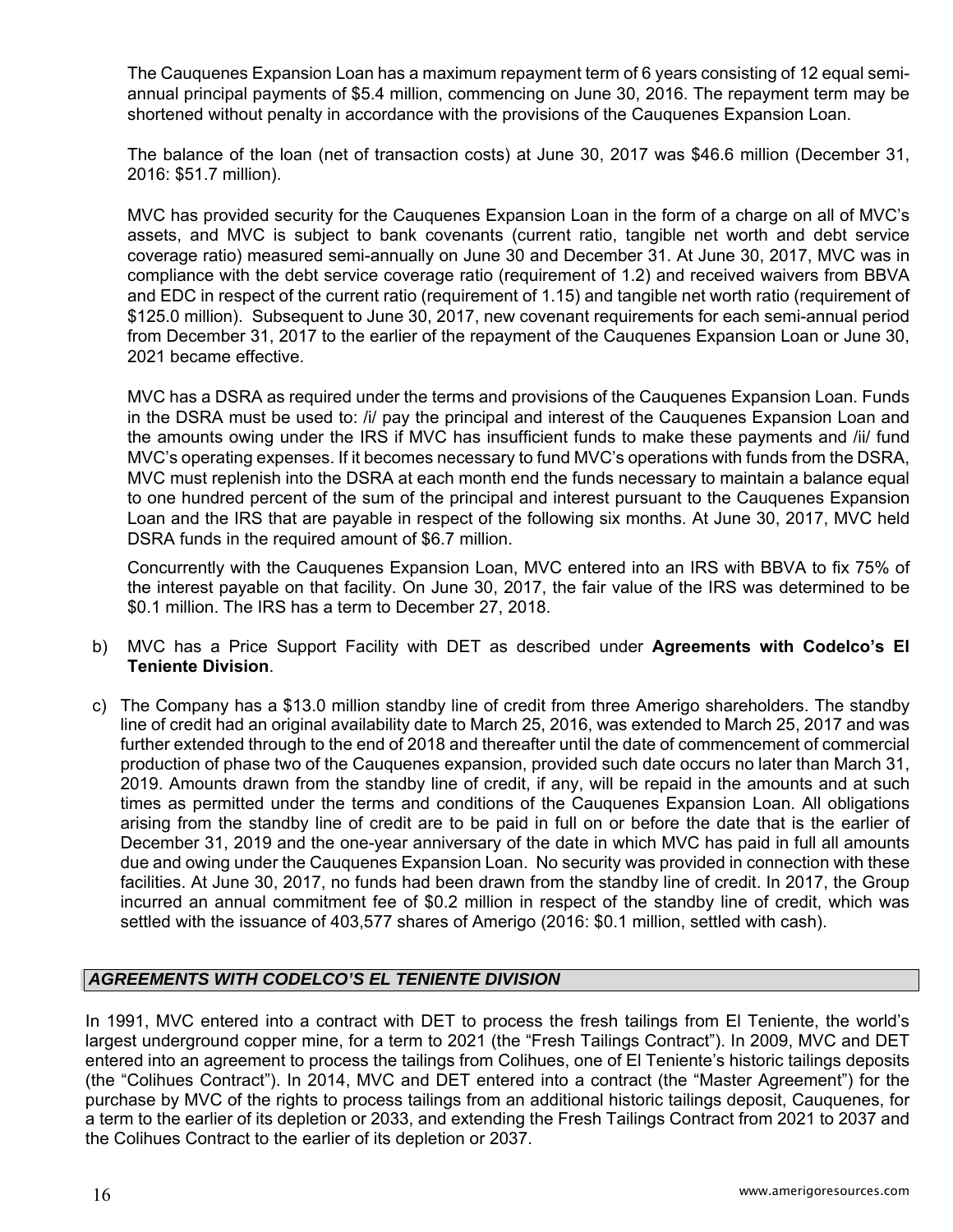The Cauquenes Expansion Loan has a maximum repayment term of 6 years consisting of 12 equal semi-annual principal payments of $5.4 million, commencing on June 30, 2016. The repayment term may be shortened without penalty in accordance with the provisions of the Cauquenes Expansion Loan.

The balance of the loan (net of transaction costs) at June 30, 2017 was $46.6 million (December 31, 2016: $51.7 million).

MVC has provided security for the Cauquenes Expansion Loan in the form of a charge on all of MVC's assets, and MVC is subject to bank covenants (current ratio, tangible net worth and debt service coverage ratio) measured semi-annually on June 30 and December 31. At June 30, 2017, MVC was in compliance with the debt service coverage ratio (requirement of 1.2) and received waivers from BBVA and EDC in respect of the current ratio (requirement of 1.15) and tangible net worth ratio (requirement of $125.0 million). Subsequent to June 30, 2017, new covenant requirements for each semi-annual period from December 31, 2017 to the earlier of the repayment of the Cauquenes Expansion Loan or June 30, 2021 became effective.

MVC has a DSRA as required under the terms and provisions of the Cauquenes Expansion Loan. Funds in the DSRA must be used to: /i/ pay the principal and interest of the Cauquenes Expansion Loan and the amounts owing under the IRS if MVC has insufficient funds to make these payments and /ii/ fund MVC's operating expenses. If it becomes necessary to fund MVC's operations with funds from the DSRA, MVC must replenish into the DSRA at each month end the funds necessary to maintain a balance equal to one hundred percent of the sum of the principal and interest pursuant to the Cauquenes Expansion Loan and the IRS that are payable in respect of the following six months. At June 30, 2017, MVC held DSRA funds in the required amount of $6.7 million.

Concurrently with the Cauquenes Expansion Loan, MVC entered into an IRS with BBVA to fix 75% of the interest payable on that facility. On June 30, 2017, the fair value of the IRS was determined to be $0.1 million. The IRS has a term to December 27, 2018.

b) MVC has a Price Support Facility with DET as described under **Agreements with Codelco's El Teniente Division**.

c) The Company has a $13.0 million standby line of credit from three Amerigo shareholders. The standby line of credit had an original availability date to March 25, 2016, was extended to March 25, 2017 and was further extended through to the end of 2018 and thereafter until the date of commencement of commercial production of phase two of the Cauquenes expansion, provided such date occurs no later than March 31, 2019. Amounts drawn from the standby line of credit, if any, will be repaid in the amounts and at such times as permitted under the terms and conditions of the Cauquenes Expansion Loan. All obligations arising from the standby line of credit are to be paid in full on or before the date that is the earlier of December 31, 2019 and the one-year anniversary of the date in which MVC has paid in full all amounts due and owing under the Cauquenes Expansion Loan. No security was provided in connection with these facilities. At June 30, 2017, no funds had been drawn from the standby line of credit. In 2017, the Group incurred an annual commitment fee of $0.2 million in respect of the standby line of credit, which was settled with the issuance of 403,577 shares of Amerigo (2016: $0.1 million, settled with cash).

## *AGREEMENTS WITH CODELCO'S EL TENIENTE DIVISION*

In 1991, MVC entered into a contract with DET to process the fresh tailings from El Teniente, the world's largest underground copper mine, for a term to 2021 (the "Fresh Tailings Contract"). In 2009, MVC and DET entered into an agreement to process the tailings from Colihues, one of El Teniente's historic tailings deposits (the "Colihues Contract"). In 2014, MVC and DET entered into a contract (the "Master Agreement") for the purchase by MVC of the rights to process tailings from an additional historic tailings deposit, Cauquenes, for a term to the earlier of its depletion or 2033, and extending the Fresh Tailings Contract from 2021 to 2037 and the Colihues Contract to the earlier of its depletion or 2037.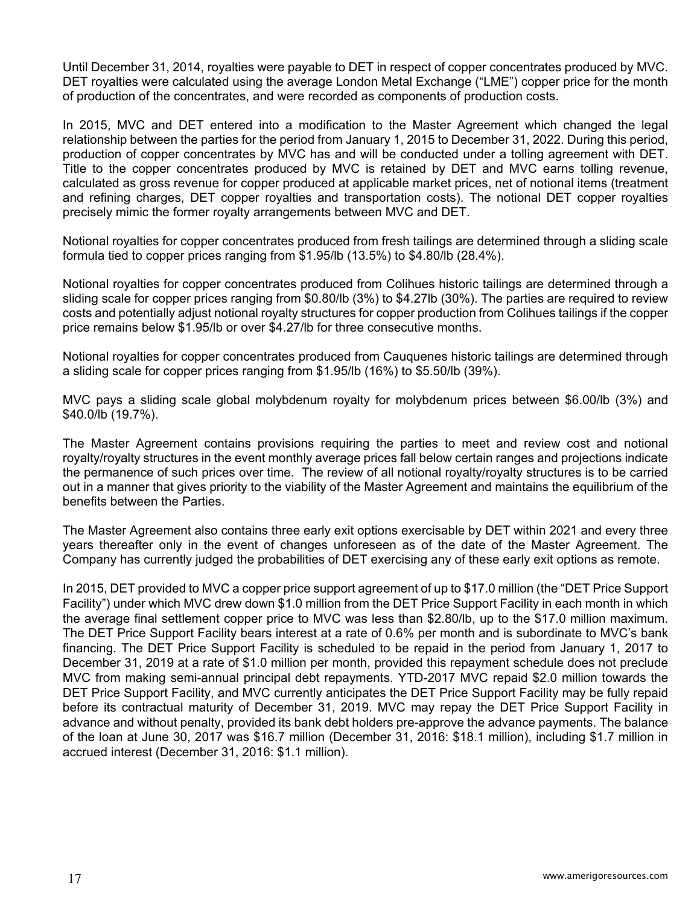Until December 31, 2014, royalties were payable to DET in respect of copper concentrates produced by MVC. DET royalties were calculated using the average London Metal Exchange ("LME") copper price for the month of production of the concentrates, and were recorded as components of production costs.

In 2015, MVC and DET entered into a modification to the Master Agreement which changed the legal relationship between the parties for the period from January 1, 2015 to December 31, 2022. During this period, production of copper concentrates by MVC has and will be conducted under a tolling agreement with DET. Title to the copper concentrates produced by MVC is retained by DET and MVC earns tolling revenue, calculated as gross revenue for copper produced at applicable market prices, net of notional items (treatment and refining charges, DET copper royalties and transportation costs). The notional DET copper royalties precisely mimic the former royalty arrangements between MVC and DET.

Notional royalties for copper concentrates produced from fresh tailings are determined through a sliding scale formula tied to copper prices ranging from $1.95/lb (13.5%) to $4.80/lb (28.4%).

Notional royalties for copper concentrates produced from Colihues historic tailings are determined through a sliding scale for copper prices ranging from $0.80/lb (3%) to $4.27lb (30%). The parties are required to review costs and potentially adjust notional royalty structures for copper production from Colihues tailings if the copper price remains below $1.95/lb or over $4.27/lb for three consecutive months.

Notional royalties for copper concentrates produced from Cauquenes historic tailings are determined through a sliding scale for copper prices ranging from $1.95/lb (16%) to $5.50/lb (39%).

MVC pays a sliding scale global molybdenum royalty for molybdenum prices between $6.00/lb (3%) and $40.0/lb (19.7%).

The Master Agreement contains provisions requiring the parties to meet and review cost and notional royalty/royalty structures in the event monthly average prices fall below certain ranges and projections indicate the permanence of such prices over time. The review of all notional royalty/royalty structures is to be carried out in a manner that gives priority to the viability of the Master Agreement and maintains the equilibrium of the benefits between the Parties.

The Master Agreement also contains three early exit options exercisable by DET within 2021 and every three years thereafter only in the event of changes unforeseen as of the date of the Master Agreement. The Company has currently judged the probabilities of DET exercising any of these early exit options as remote.

In 2015, DET provided to MVC a copper price support agreement of up to $17.0 million (the "DET Price Support Facility") under which MVC drew down $1.0 million from the DET Price Support Facility in each month in which the average final settlement copper price to MVC was less than $2.80/lb, up to the $17.0 million maximum. The DET Price Support Facility bears interest at a rate of 0.6% per month and is subordinate to MVC's bank financing. The DET Price Support Facility is scheduled to be repaid in the period from January 1, 2017 to December 31, 2019 at a rate of $1.0 million per month, provided this repayment schedule does not preclude MVC from making semi-annual principal debt repayments. YTD-2017 MVC repaid $2.0 million towards the DET Price Support Facility, and MVC currently anticipates the DET Price Support Facility may be fully repaid before its contractual maturity of December 31, 2019. MVC may repay the DET Price Support Facility in advance and without penalty, provided its bank debt holders pre-approve the advance payments. The balance of the loan at June 30, 2017 was $16.7 million (December 31, 2016: $18.1 million), including $1.7 million in accrued interest (December 31, 2016: $1.1 million).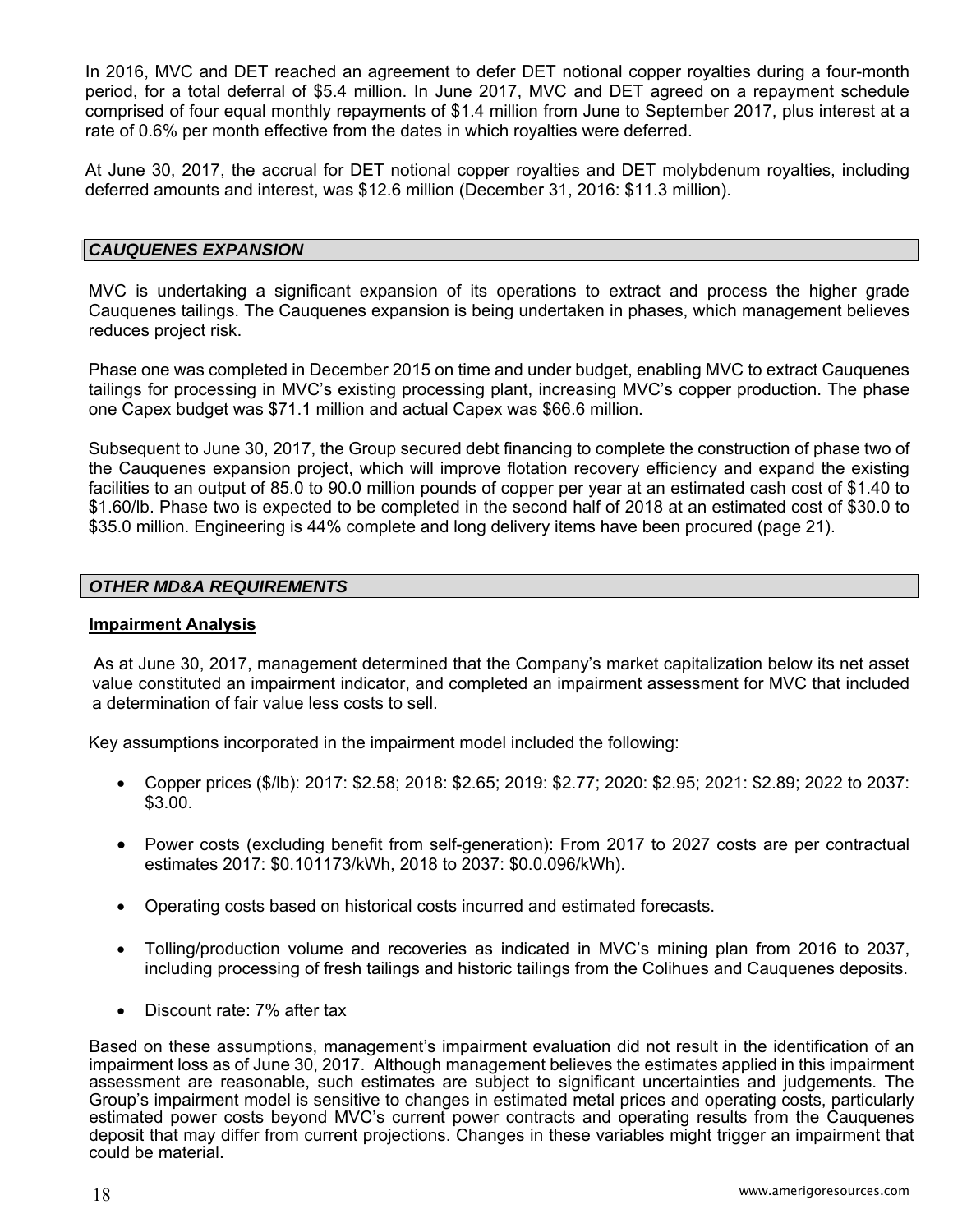In 2016, MVC and DET reached an agreement to defer DET notional copper royalties during a four-month period, for a total deferral of $5.4 million. In June 2017, MVC and DET agreed on a repayment schedule comprised of four equal monthly repayments of $1.4 million from June to September 2017, plus interest at a rate of 0.6% per month effective from the dates in which royalties were deferred.

At June 30, 2017, the accrual for DET notional copper royalties and DET molybdenum royalties, including deferred amounts and interest, was $12.6 million (December 31, 2016: $11.3 million).

## *CAUQUENES EXPANSION*

MVC is undertaking a significant expansion of its operations to extract and process the higher grade Cauquenes tailings. The Cauquenes expansion is being undertaken in phases, which management believes reduces project risk.

Phase one was completed in December 2015 on time and under budget, enabling MVC to extract Cauquenes tailings for processing in MVC's existing processing plant, increasing MVC's copper production. The phase one Capex budget was $71.1 million and actual Capex was $66.6 million.

Subsequent to June 30, 2017, the Group secured debt financing to complete the construction of phase two of the Cauquenes expansion project, which will improve flotation recovery efficiency and expand the existing facilities to an output of 85.0 to 90.0 million pounds of copper per year at an estimated cash cost of $1.40 to $1.60/lb. Phase two is expected to be completed in the second half of 2018 at an estimated cost of $30.0 to $35.0 million. Engineering is 44% complete and long delivery items have been procured (page 21).

## *OTHER MD&A REQUIREMENTS*

### Impairment Analysis

As at June 30, 2017, management determined that the Company's market capitalization below its net asset value constituted an impairment indicator, and completed an impairment assessment for MVC that included a determination of fair value less costs to sell.

Key assumptions incorporated in the impairment model included the following:

- Copper prices ($/lb): 2017: $2.58; 2018: $2.65; 2019: $2.77; 2020: $2.95; 2021: $2.89; 2022 to 2037: $3.00.
- Power costs (excluding benefit from self-generation): From 2017 to 2027 costs are per contractual estimates 2017: $0.101173/kWh, 2018 to 2037: $0.0.096/kWh).
- Operating costs based on historical costs incurred and estimated forecasts.
- Tolling/production volume and recoveries as indicated in MVC's mining plan from 2016 to 2037, including processing of fresh tailings and historic tailings from the Colihues and Cauquenes deposits.
- Discount rate: 7% after tax

Based on these assumptions, management's impairment evaluation did not result in the identification of an impairment loss as of June 30, 2017. Although management believes the estimates applied in this impairment assessment are reasonable, such estimates are subject to significant uncertainties and judgements. The Group's impairment model is sensitive to changes in estimated metal prices and operating costs, particularly estimated power costs beyond MVC's current power contracts and operating results from the Cauquenes deposit that may differ from current projections. Changes in these variables might trigger an impairment that could be material.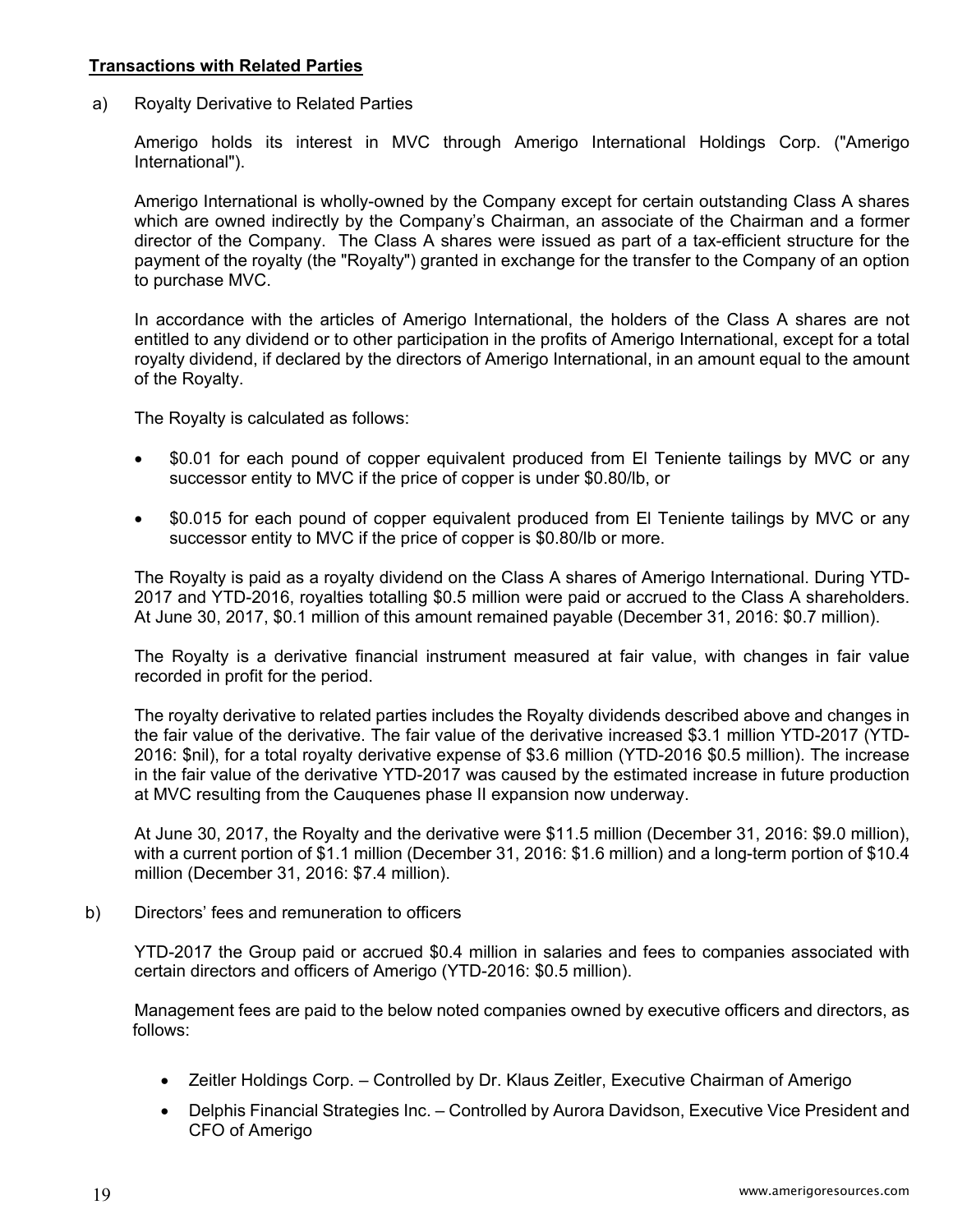## Transactions with Related Parties

a) Royalty Derivative to Related Parties

Amerigo holds its interest in MVC through Amerigo International Holdings Corp. ("Amerigo International").

Amerigo International is wholly-owned by the Company except for certain outstanding Class A shares which are owned indirectly by the Company's Chairman, an associate of the Chairman and a former director of the Company. The Class A shares were issued as part of a tax-efficient structure for the payment of the royalty (the "Royalty") granted in exchange for the transfer to the Company of an option to purchase MVC.

In accordance with the articles of Amerigo International, the holders of the Class A shares are not entitled to any dividend or to other participation in the profits of Amerigo International, except for a total royalty dividend, if declared by the directors of Amerigo International, in an amount equal to the amount of the Royalty.

The Royalty is calculated as follows:

- $0.01 for each pound of copper equivalent produced from El Teniente tailings by MVC or any successor entity to MVC if the price of copper is under $0.80/lb, or
- $0.015 for each pound of copper equivalent produced from El Teniente tailings by MVC or any successor entity to MVC if the price of copper is $0.80/lb or more.

The Royalty is paid as a royalty dividend on the Class A shares of Amerigo International. During YTD-2017 and YTD-2016, royalties totalling $0.5 million were paid or accrued to the Class A shareholders. At June 30, 2017, $0.1 million of this amount remained payable (December 31, 2016: $0.7 million).

The Royalty is a derivative financial instrument measured at fair value, with changes in fair value recorded in profit for the period.

The royalty derivative to related parties includes the Royalty dividends described above and changes in the fair value of the derivative. The fair value of the derivative increased $3.1 million YTD-2017 (YTD-2016: $nil), for a total royalty derivative expense of $3.6 million (YTD-2016 $0.5 million). The increase in the fair value of the derivative YTD-2017 was caused by the estimated increase in future production at MVC resulting from the Cauquenes phase II expansion now underway.

At June 30, 2017, the Royalty and the derivative were $11.5 million (December 31, 2016: $9.0 million), with a current portion of $1.1 million (December 31, 2016: $1.6 million) and a long-term portion of $10.4 million (December 31, 2016: $7.4 million).

b) Directors' fees and remuneration to officers

YTD-2017 the Group paid or accrued $0.4 million in salaries and fees to companies associated with certain directors and officers of Amerigo (YTD-2016: $0.5 million).

Management fees are paid to the below noted companies owned by executive officers and directors, as follows:

- Zeitler Holdings Corp. – Controlled by Dr. Klaus Zeitler, Executive Chairman of Amerigo
- Delphis Financial Strategies Inc. – Controlled by Aurora Davidson, Executive Vice President and CFO of Amerigo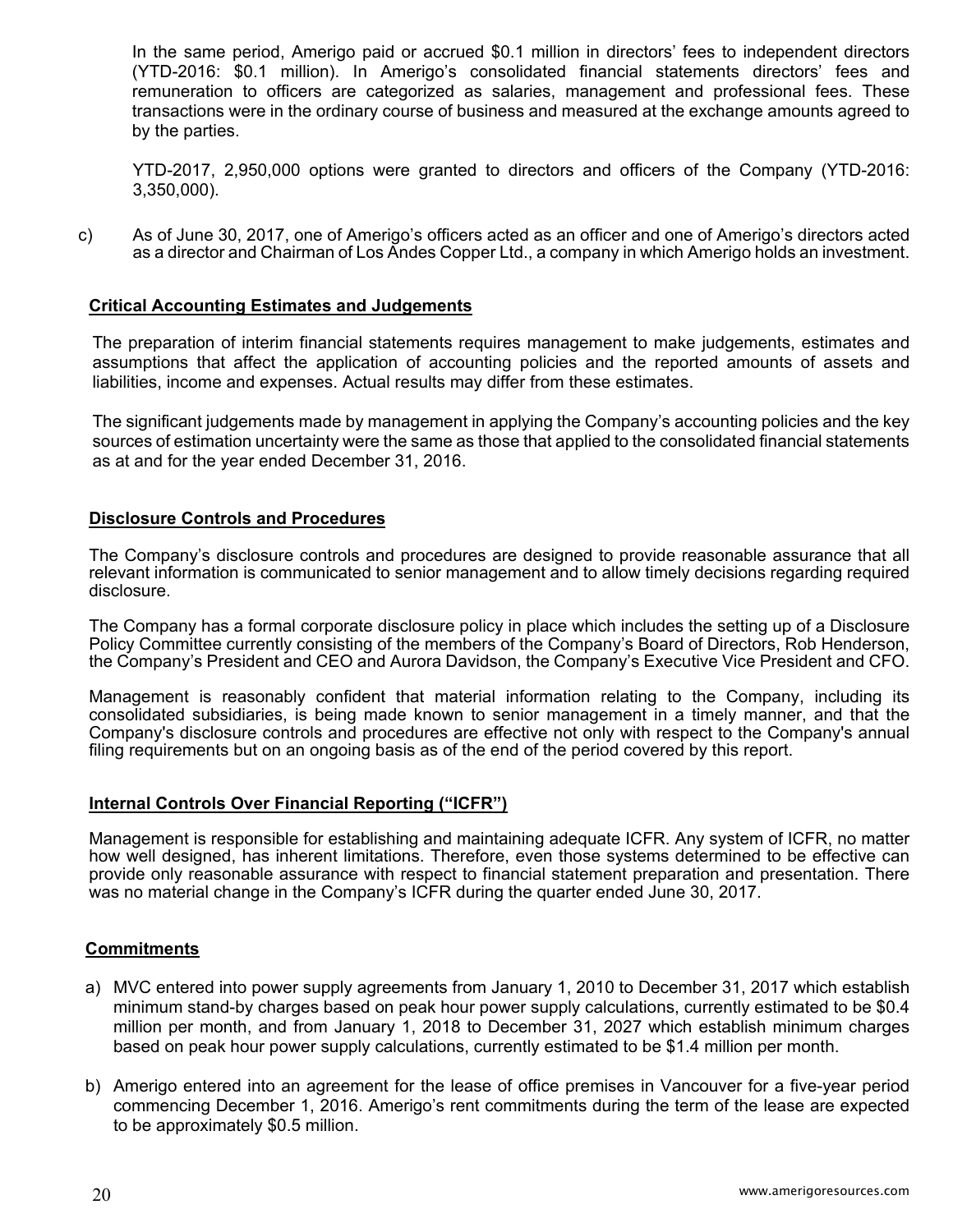In the same period, Amerigo paid or accrued $0.1 million in directors' fees to independent directors (YTD-2016: $0.1 million). In Amerigo's consolidated financial statements directors' fees and remuneration to officers are categorized as salaries, management and professional fees. These transactions were in the ordinary course of business and measured at the exchange amounts agreed to by the parties.

YTD-2017, 2,950,000 options were granted to directors and officers of the Company (YTD-2016: 3,350,000).

c) As of June 30, 2017, one of Amerigo's officers acted as an officer and one of Amerigo's directors acted as a director and Chairman of Los Andes Copper Ltd., a company in which Amerigo holds an investment.

## Critical Accounting Estimates and Judgements

The preparation of interim financial statements requires management to make judgements, estimates and assumptions that affect the application of accounting policies and the reported amounts of assets and liabilities, income and expenses. Actual results may differ from these estimates.

The significant judgements made by management in applying the Company's accounting policies and the key sources of estimation uncertainty were the same as those that applied to the consolidated financial statements as at and for the year ended December 31, 2016.

## Disclosure Controls and Procedures

The Company's disclosure controls and procedures are designed to provide reasonable assurance that all relevant information is communicated to senior management and to allow timely decisions regarding required disclosure.

The Company has a formal corporate disclosure policy in place which includes the setting up of a Disclosure Policy Committee currently consisting of the members of the Company's Board of Directors, Rob Henderson, the Company's President and CEO and Aurora Davidson, the Company's Executive Vice President and CFO.

Management is reasonably confident that material information relating to the Company, including its consolidated subsidiaries, is being made known to senior management in a timely manner, and that the Company's disclosure controls and procedures are effective not only with respect to the Company's annual filing requirements but on an ongoing basis as of the end of the period covered by this report.

## Internal Controls Over Financial Reporting ("ICFR")

Management is responsible for establishing and maintaining adequate ICFR. Any system of ICFR, no matter how well designed, has inherent limitations. Therefore, even those systems determined to be effective can provide only reasonable assurance with respect to financial statement preparation and presentation. There was no material change in the Company's ICFR during the quarter ended June 30, 2017.

## Commitments

a) MVC entered into power supply agreements from January 1, 2010 to December 31, 2017 which establish minimum stand-by charges based on peak hour power supply calculations, currently estimated to be $0.4 million per month, and from January 1, 2018 to December 31, 2027 which establish minimum charges based on peak hour power supply calculations, currently estimated to be $1.4 million per month.

b) Amerigo entered into an agreement for the lease of office premises in Vancouver for a five-year period commencing December 1, 2016. Amerigo's rent commitments during the term of the lease are expected to be approximately $0.5 million.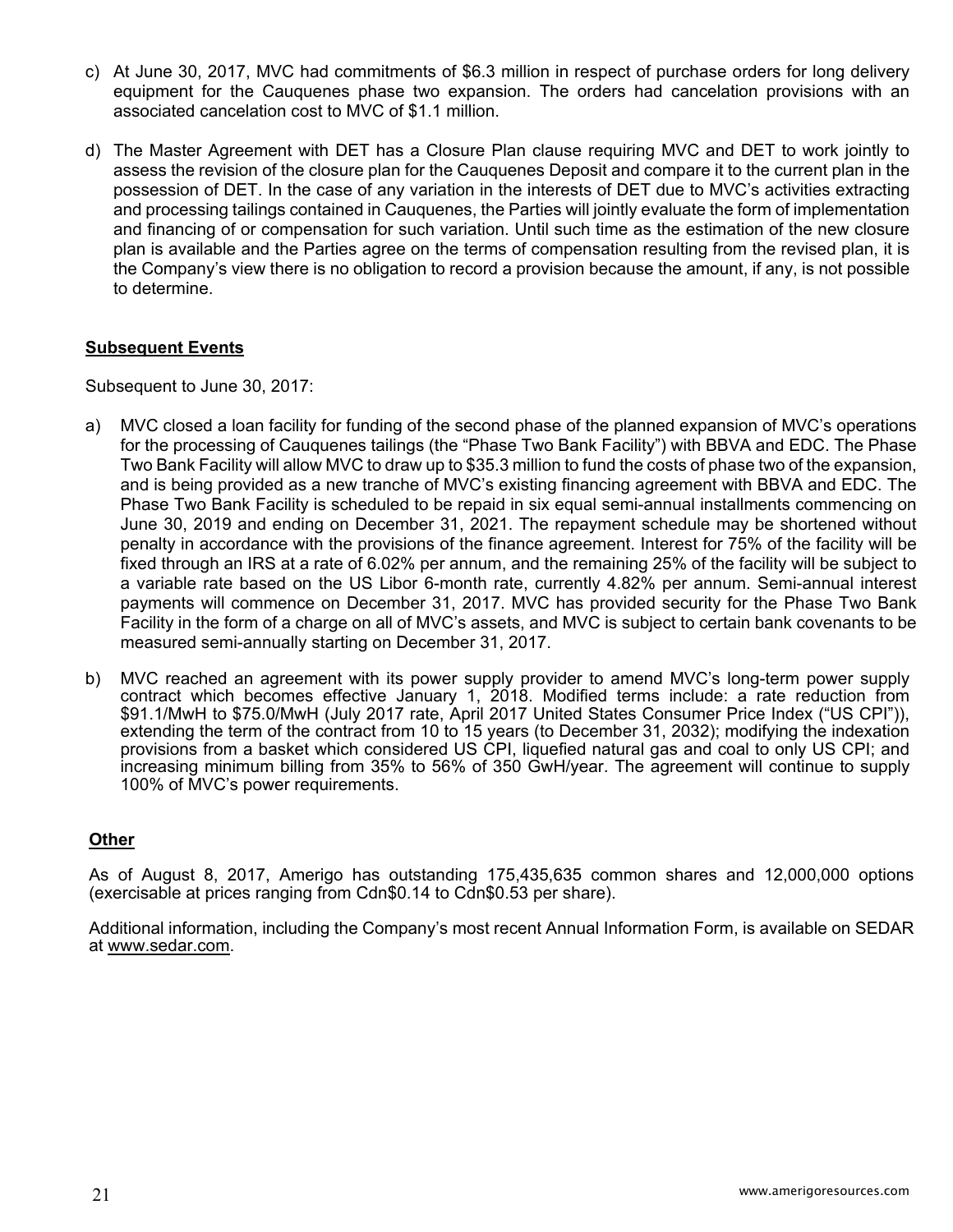c) At June 30, 2017, MVC had commitments of $6.3 million in respect of purchase orders for long delivery equipment for the Cauquenes phase two expansion. The orders had cancelation provisions with an associated cancelation cost to MVC of $1.1 million.

d) The Master Agreement with DET has a Closure Plan clause requiring MVC and DET to work jointly to assess the revision of the closure plan for the Cauquenes Deposit and compare it to the current plan in the possession of DET. In the case of any variation in the interests of DET due to MVC's activities extracting and processing tailings contained in Cauquenes, the Parties will jointly evaluate the form of implementation and financing of or compensation for such variation. Until such time as the estimation of the new closure plan is available and the Parties agree on the terms of compensation resulting from the revised plan, it is the Company's view there is no obligation to record a provision because the amount, if any, is not possible to determine.

## Subsequent Events

Subsequent to June 30, 2017:

a) MVC closed a loan facility for funding of the second phase of the planned expansion of MVC's operations for the processing of Cauquenes tailings (the "Phase Two Bank Facility") with BBVA and EDC. The Phase Two Bank Facility will allow MVC to draw up to $35.3 million to fund the costs of phase two of the expansion, and is being provided as a new tranche of MVC's existing financing agreement with BBVA and EDC. The Phase Two Bank Facility is scheduled to be repaid in six equal semi-annual installments commencing on June 30, 2019 and ending on December 31, 2021. The repayment schedule may be shortened without penalty in accordance with the provisions of the finance agreement. Interest for 75% of the facility will be fixed through an IRS at a rate of 6.02% per annum, and the remaining 25% of the facility will be subject to a variable rate based on the US Libor 6-month rate, currently 4.82% per annum. Semi-annual interest payments will commence on December 31, 2017. MVC has provided security for the Phase Two Bank Facility in the form of a charge on all of MVC's assets, and MVC is subject to certain bank covenants to be measured semi-annually starting on December 31, 2017.

b) MVC reached an agreement with its power supply provider to amend MVC's long-term power supply contract which becomes effective January 1, 2018. Modified terms include: a rate reduction from $91.1/MwH to $75.0/MwH (July 2017 rate, April 2017 United States Consumer Price Index ("US CPI")), extending the term of the contract from 10 to 15 years (to December 31, 2032); modifying the indexation provisions from a basket which considered US CPI, liquefied natural gas and coal to only US CPI; and increasing minimum billing from 35% to 56% of 350 GwH/year. The agreement will continue to supply 100% of MVC's power requirements.

## Other

As of August 8, 2017, Amerigo has outstanding 175,435,635 common shares and 12,000,000 options (exercisable at prices ranging from Cdn$0.14 to Cdn$0.53 per share).

Additional information, including the Company's most recent Annual Information Form, is available on SEDAR at www.sedar.com.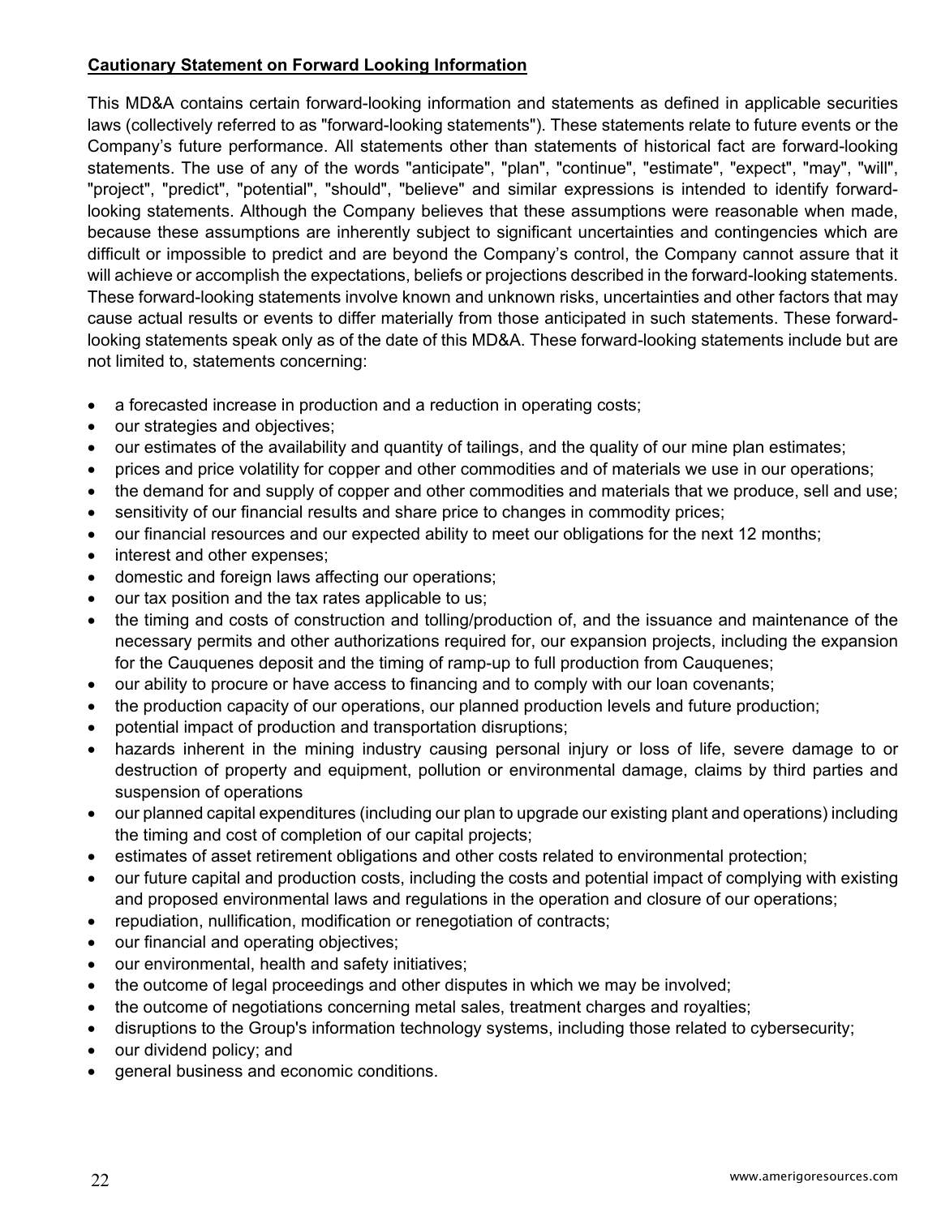**Cautionary Statement on Forward Looking Information**

This MD&A contains certain forward-looking information and statements as defined in applicable securities laws (collectively referred to as "forward-looking statements"). These statements relate to future events or the Company's future performance. All statements other than statements of historical fact are forward-looking statements. The use of any of the words "anticipate", "plan", "continue", "estimate", "expect", "may", "will", "project", "predict", "potential", "should", "believe" and similar expressions is intended to identify forward-looking statements. Although the Company believes that these assumptions were reasonable when made, because these assumptions are inherently subject to significant uncertainties and contingencies which are difficult or impossible to predict and are beyond the Company's control, the Company cannot assure that it will achieve or accomplish the expectations, beliefs or projections described in the forward-looking statements. These forward-looking statements involve known and unknown risks, uncertainties and other factors that may cause actual results or events to differ materially from those anticipated in such statements. These forward-looking statements speak only as of the date of this MD&A. These forward-looking statements include but are not limited to, statements concerning:

- a forecasted increase in production and a reduction in operating costs;
- our strategies and objectives;
- our estimates of the availability and quantity of tailings, and the quality of our mine plan estimates;
- prices and price volatility for copper and other commodities and of materials we use in our operations;
- the demand for and supply of copper and other commodities and materials that we produce, sell and use;
- sensitivity of our financial results and share price to changes in commodity prices;
- our financial resources and our expected ability to meet our obligations for the next 12 months;
- interest and other expenses;
- domestic and foreign laws affecting our operations;
- our tax position and the tax rates applicable to us;
- the timing and costs of construction and tolling/production of, and the issuance and maintenance of the necessary permits and other authorizations required for, our expansion projects, including the expansion for the Cauquenes deposit and the timing of ramp-up to full production from Cauquenes;
- our ability to procure or have access to financing and to comply with our loan covenants;
- the production capacity of our operations, our planned production levels and future production;
- potential impact of production and transportation disruptions;
- hazards inherent in the mining industry causing personal injury or loss of life, severe damage to or destruction of property and equipment, pollution or environmental damage, claims by third parties and suspension of operations
- our planned capital expenditures (including our plan to upgrade our existing plant and operations) including the timing and cost of completion of our capital projects;
- estimates of asset retirement obligations and other costs related to environmental protection;
- our future capital and production costs, including the costs and potential impact of complying with existing and proposed environmental laws and regulations in the operation and closure of our operations;
- repudiation, nullification, modification or renegotiation of contracts;
- our financial and operating objectives;
- our environmental, health and safety initiatives;
- the outcome of legal proceedings and other disputes in which we may be involved;
- the outcome of negotiations concerning metal sales, treatment charges and royalties;
- disruptions to the Group's information technology systems, including those related to cybersecurity;
- our dividend policy; and
- general business and economic conditions.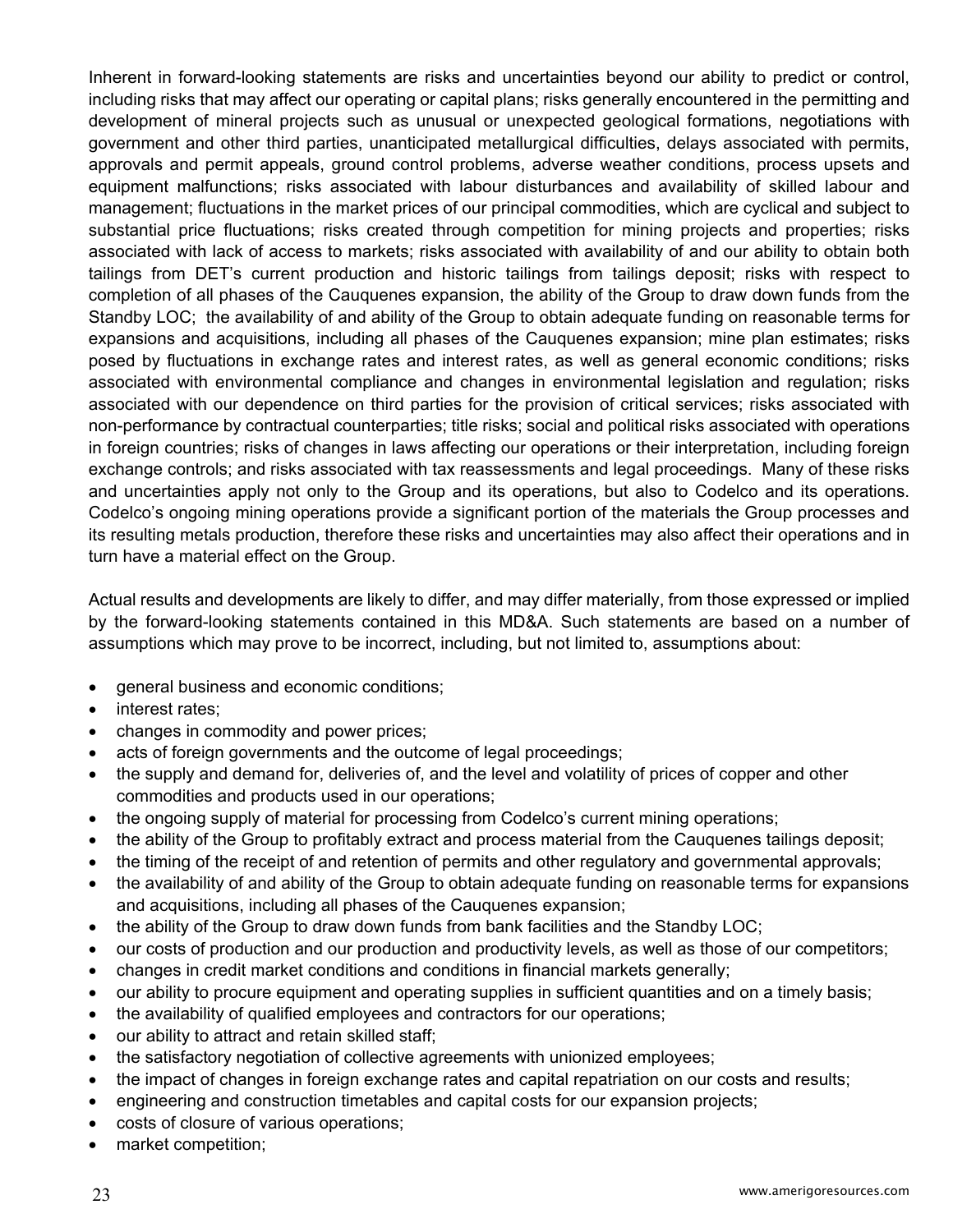Inherent in forward-looking statements are risks and uncertainties beyond our ability to predict or control, including risks that may affect our operating or capital plans; risks generally encountered in the permitting and development of mineral projects such as unusual or unexpected geological formations, negotiations with government and other third parties, unanticipated metallurgical difficulties, delays associated with permits, approvals and permit appeals, ground control problems, adverse weather conditions, process upsets and equipment malfunctions; risks associated with labour disturbances and availability of skilled labour and management; fluctuations in the market prices of our principal commodities, which are cyclical and subject to substantial price fluctuations; risks created through competition for mining projects and properties; risks associated with lack of access to markets; risks associated with availability of and our ability to obtain both tailings from DET's current production and historic tailings from tailings deposit; risks with respect to completion of all phases of the Cauquenes expansion, the ability of the Group to draw down funds from the Standby LOC; the availability of and ability of the Group to obtain adequate funding on reasonable terms for expansions and acquisitions, including all phases of the Cauquenes expansion; mine plan estimates; risks posed by fluctuations in exchange rates and interest rates, as well as general economic conditions; risks associated with environmental compliance and changes in environmental legislation and regulation; risks associated with our dependence on third parties for the provision of critical services; risks associated with non-performance by contractual counterparties; title risks; social and political risks associated with operations in foreign countries; risks of changes in laws affecting our operations or their interpretation, including foreign exchange controls; and risks associated with tax reassessments and legal proceedings. Many of these risks and uncertainties apply not only to the Group and its operations, but also to Codelco and its operations. Codelco's ongoing mining operations provide a significant portion of the materials the Group processes and its resulting metals production, therefore these risks and uncertainties may also affect their operations and in turn have a material effect on the Group.

Actual results and developments are likely to differ, and may differ materially, from those expressed or implied by the forward-looking statements contained in this MD&A. Such statements are based on a number of assumptions which may prove to be incorrect, including, but not limited to, assumptions about:

- general business and economic conditions;
- interest rates;
- changes in commodity and power prices;
- acts of foreign governments and the outcome of legal proceedings;
- the supply and demand for, deliveries of, and the level and volatility of prices of copper and other commodities and products used in our operations;
- the ongoing supply of material for processing from Codelco's current mining operations;
- the ability of the Group to profitably extract and process material from the Cauquenes tailings deposit;
- the timing of the receipt of and retention of permits and other regulatory and governmental approvals;
- the availability of and ability of the Group to obtain adequate funding on reasonable terms for expansions and acquisitions, including all phases of the Cauquenes expansion;
- the ability of the Group to draw down funds from bank facilities and the Standby LOC;
- our costs of production and our production and productivity levels, as well as those of our competitors;
- changes in credit market conditions and conditions in financial markets generally;
- our ability to procure equipment and operating supplies in sufficient quantities and on a timely basis;
- the availability of qualified employees and contractors for our operations;
- our ability to attract and retain skilled staff;
- the satisfactory negotiation of collective agreements with unionized employees;
- the impact of changes in foreign exchange rates and capital repatriation on our costs and results;
- engineering and construction timetables and capital costs for our expansion projects;
- costs of closure of various operations;
- market competition;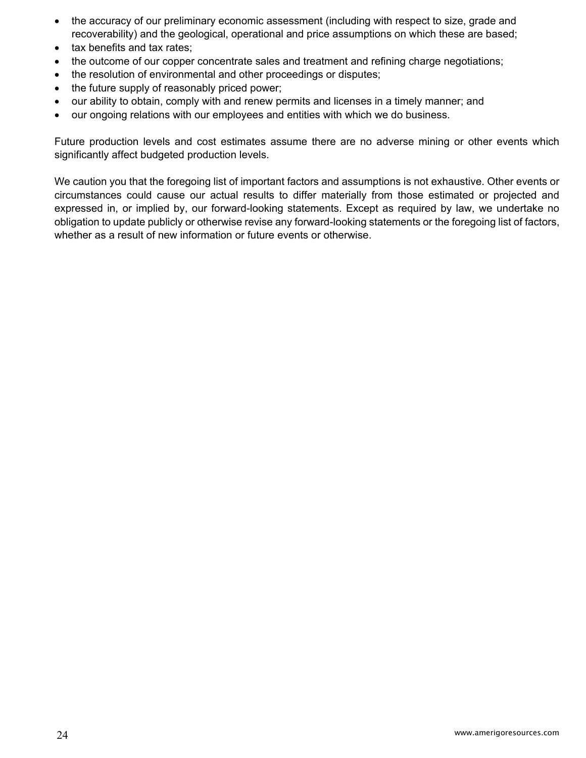- the accuracy of our preliminary economic assessment (including with respect to size, grade and recoverability) and the geological, operational and price assumptions on which these are based;
- tax benefits and tax rates;
- the outcome of our copper concentrate sales and treatment and refining charge negotiations;
- the resolution of environmental and other proceedings or disputes;
- the future supply of reasonably priced power;
- our ability to obtain, comply with and renew permits and licenses in a timely manner; and
- our ongoing relations with our employees and entities with which we do business.

Future production levels and cost estimates assume there are no adverse mining or other events which significantly affect budgeted production levels.

We caution you that the foregoing list of important factors and assumptions is not exhaustive. Other events or circumstances could cause our actual results to differ materially from those estimated or projected and expressed in, or implied by, our forward-looking statements. Except as required by law, we undertake no obligation to update publicly or otherwise revise any forward-looking statements or the foregoing list of factors, whether as a result of new information or future events or otherwise.